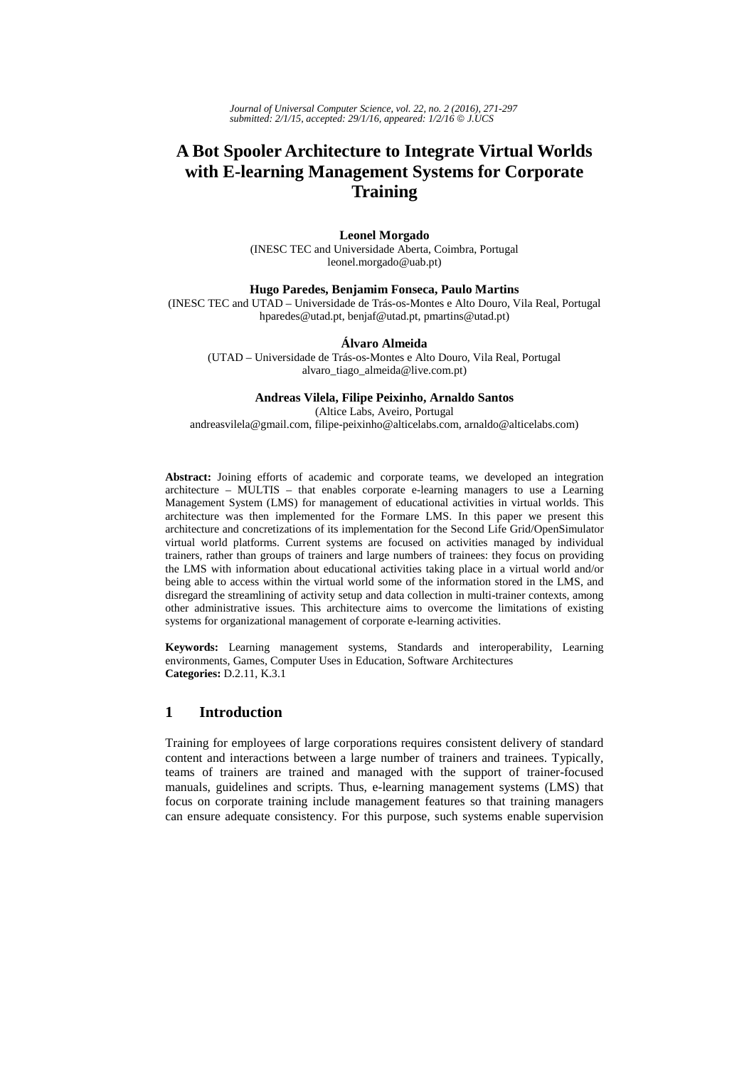# A Bot Spooler Architecture to Integrate Virtual Worlds with E-learning Management Systems for Corporate Training

**Leonel Morgado**
(INESC TEC and Universidade Aberta, Coimbra, Portugal
leonel.morgado@uab.pt)

**Hugo Paredes, Benjamim Fonseca, Paulo Martins**
(INESC TEC and UTAD – Universidade de Trás-os-Montes e Alto Douro, Vila Real, Portugal
hparedes@utad.pt, benjaf@utad.pt, pmartins@utad.pt)

**Álvaro Almeida**
(UTAD – Universidade de Trás-os-Montes e Alto Douro, Vila Real, Portugal
alvaro_tiago_almeida@live.com.pt)

**Andreas Vilela, Filipe Peixinho, Arnaldo Santos**
(Altice Labs, Aveiro, Portugal
andreasvilela@gmail.com, filipe-peixinho@alticelabs.com, arnaldo@alticelabs.com)

**Abstract:** Joining efforts of academic and corporate teams, we developed an integration architecture – MULTIS – that enables corporate e-learning managers to use a Learning Management System (LMS) for management of educational activities in virtual worlds. This architecture was then implemented for the Formare LMS. In this paper we present this architecture and concretizations of its implementation for the Second Life Grid/OpenSimulator virtual world platforms. Current systems are focused on activities managed by individual trainers, rather than groups of trainers and large numbers of trainees: they focus on providing the LMS with information about educational activities taking place in a virtual world and/or being able to access within the virtual world some of the information stored in the LMS, and disregard the streamlining of activity setup and data collection in multi-trainer contexts, among other administrative issues. This architecture aims to overcome the limitations of existing systems for organizational management of corporate e-learning activities.

**Keywords:** Learning management systems, Standards and interoperability, Learning environments, Games, Computer Uses in Education, Software Architectures
**Categories:** D.2.11, K.3.1

## 1 Introduction

Training for employees of large corporations requires consistent delivery of standard content and interactions between a large number of trainers and trainees. Typically, teams of trainers are trained and managed with the support of trainer-focused manuals, guidelines and scripts. Thus, e-learning management systems (LMS) that focus on corporate training include management features so that training managers can ensure adequate consistency. For this purpose, such systems enable supervision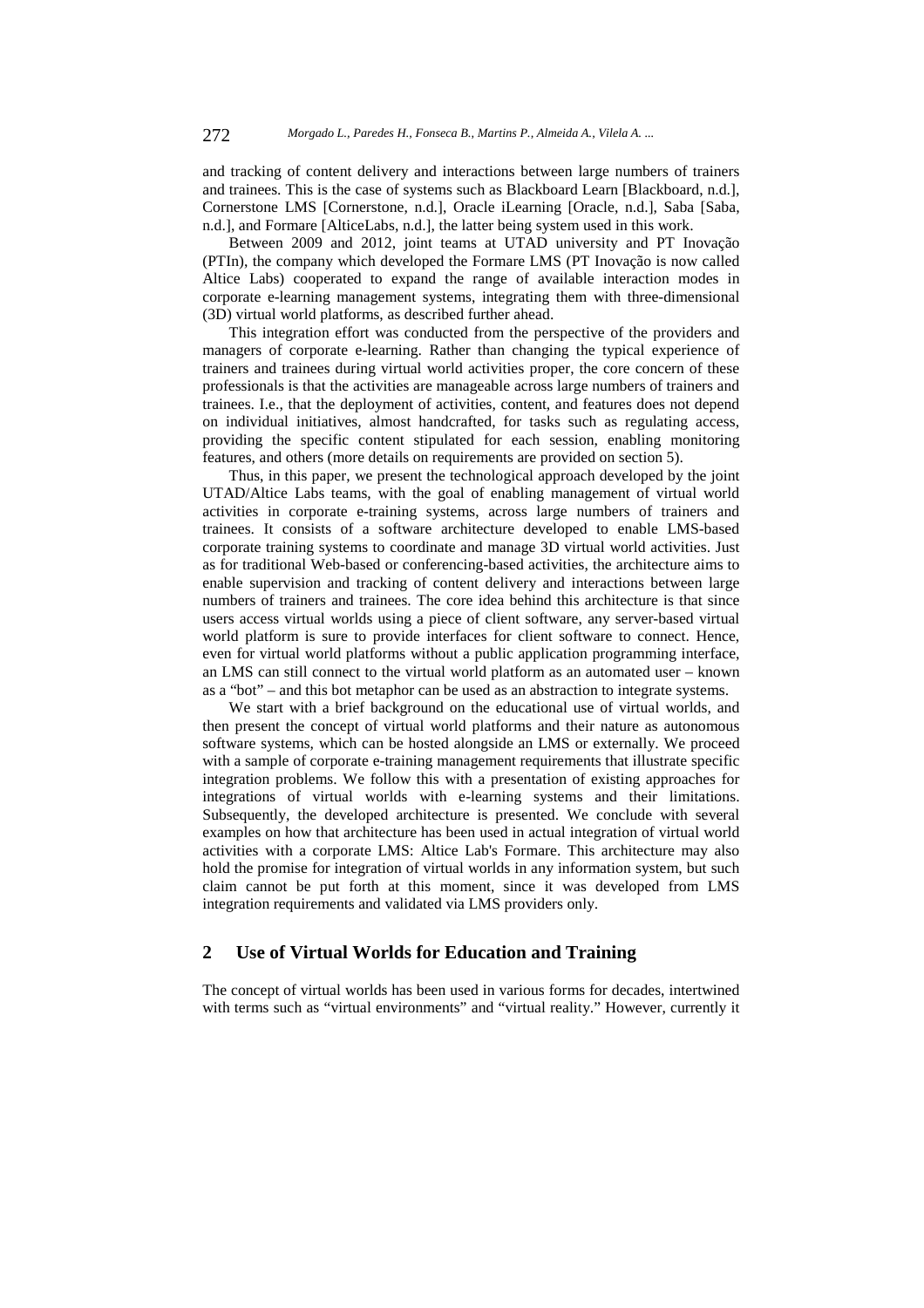and tracking of content delivery and interactions between large numbers of trainers and trainees. This is the case of systems such as Blackboard Learn [Blackboard, n.d.], Cornerstone LMS [Cornerstone, n.d.], Oracle iLearning [Oracle, n.d.], Saba [Saba, n.d.], and Formare [AlticeLabs, n.d.], the latter being system used in this work.

Between 2009 and 2012, joint teams at UTAD university and PT Inovação (PTIn), the company which developed the Formare LMS (PT Inovação is now called Altice Labs) cooperated to expand the range of available interaction modes in corporate e-learning management systems, integrating them with three-dimensional (3D) virtual world platforms, as described further ahead.

This integration effort was conducted from the perspective of the providers and managers of corporate e-learning. Rather than changing the typical experience of trainers and trainees during virtual world activities proper, the core concern of these professionals is that the activities are manageable across large numbers of trainers and trainees. I.e., that the deployment of activities, content, and features does not depend on individual initiatives, almost handcrafted, for tasks such as regulating access, providing the specific content stipulated for each session, enabling monitoring features, and others (more details on requirements are provided on section 5).

Thus, in this paper, we present the technological approach developed by the joint UTAD/Altice Labs teams, with the goal of enabling management of virtual world activities in corporate e-training systems, across large numbers of trainers and trainees. It consists of a software architecture developed to enable LMS-based corporate training systems to coordinate and manage 3D virtual world activities. Just as for traditional Web-based or conferencing-based activities, the architecture aims to enable supervision and tracking of content delivery and interactions between large numbers of trainers and trainees. The core idea behind this architecture is that since users access virtual worlds using a piece of client software, any server-based virtual world platform is sure to provide interfaces for client software to connect. Hence, even for virtual world platforms without a public application programming interface, an LMS can still connect to the virtual world platform as an automated user – known as a "bot" – and this bot metaphor can be used as an abstraction to integrate systems.

We start with a brief background on the educational use of virtual worlds, and then present the concept of virtual world platforms and their nature as autonomous software systems, which can be hosted alongside an LMS or externally. We proceed with a sample of corporate e-training management requirements that illustrate specific integration problems. We follow this with a presentation of existing approaches for integrations of virtual worlds with e-learning systems and their limitations. Subsequently, the developed architecture is presented. We conclude with several examples on how that architecture has been used in actual integration of virtual world activities with a corporate LMS: Altice Lab's Formare. This architecture may also hold the promise for integration of virtual worlds in any information system, but such claim cannot be put forth at this moment, since it was developed from LMS integration requirements and validated via LMS providers only.

## 2 Use of Virtual Worlds for Education and Training

The concept of virtual worlds has been used in various forms for decades, intertwined with terms such as "virtual environments" and "virtual reality." However, currently it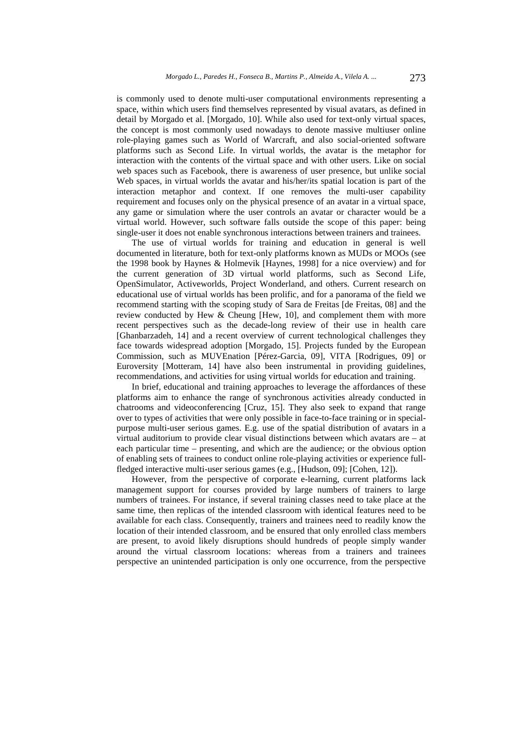is commonly used to denote multi-user computational environments representing a space, within which users find themselves represented by visual avatars, as defined in detail by Morgado et al. [Morgado, 10]. While also used for text-only virtual spaces, the concept is most commonly used nowadays to denote massive multiuser online role-playing games such as World of Warcraft, and also social-oriented software platforms such as Second Life. In virtual worlds, the avatar is the metaphor for interaction with the contents of the virtual space and with other users. Like on social web spaces such as Facebook, there is awareness of user presence, but unlike social Web spaces, in virtual worlds the avatar and his/her/its spatial location is part of the interaction metaphor and context. If one removes the multi-user capability requirement and focuses only on the physical presence of an avatar in a virtual space, any game or simulation where the user controls an avatar or character would be a virtual world. However, such software falls outside the scope of this paper: being single-user it does not enable synchronous interactions between trainers and trainees.

The use of virtual worlds for training and education in general is well documented in literature, both for text-only platforms known as MUDs or MOOs (see the 1998 book by Haynes & Holmevik [Haynes, 1998] for a nice overview) and for the current generation of 3D virtual world platforms, such as Second Life, OpenSimulator, Activeworlds, Project Wonderland, and others. Current research on educational use of virtual worlds has been prolific, and for a panorama of the field we recommend starting with the scoping study of Sara de Freitas [de Freitas, 08] and the review conducted by Hew & Cheung [Hew, 10], and complement them with more recent perspectives such as the decade-long review of their use in health care [Ghanbarzadeh, 14] and a recent overview of current technological challenges they face towards widespread adoption [Morgado, 15]. Projects funded by the European Commission, such as MUVEnation [Pérez-Garcia, 09], VITA [Rodrigues, 09] or Euroversity [Motteram, 14] have also been instrumental in providing guidelines, recommendations, and activities for using virtual worlds for education and training.

In brief, educational and training approaches to leverage the affordances of these platforms aim to enhance the range of synchronous activities already conducted in chatrooms and videoconferencing [Cruz, 15]. They also seek to expand that range over to types of activities that were only possible in face-to-face training or in special-purpose multi-user serious games. E.g. use of the spatial distribution of avatars in a virtual auditorium to provide clear visual distinctions between which avatars are – at each particular time – presenting, and which are the audience; or the obvious option of enabling sets of trainees to conduct online role-playing activities or experience full-fledged interactive multi-user serious games (e.g., [Hudson, 09]; [Cohen, 12]).

However, from the perspective of corporate e-learning, current platforms lack management support for courses provided by large numbers of trainers to large numbers of trainees. For instance, if several training classes need to take place at the same time, then replicas of the intended classroom with identical features need to be available for each class. Consequently, trainers and trainees need to readily know the location of their intended classroom, and be ensured that only enrolled class members are present, to avoid likely disruptions should hundreds of people simply wander around the virtual classroom locations: whereas from a trainers and trainees perspective an unintended participation is only one occurrence, from the perspective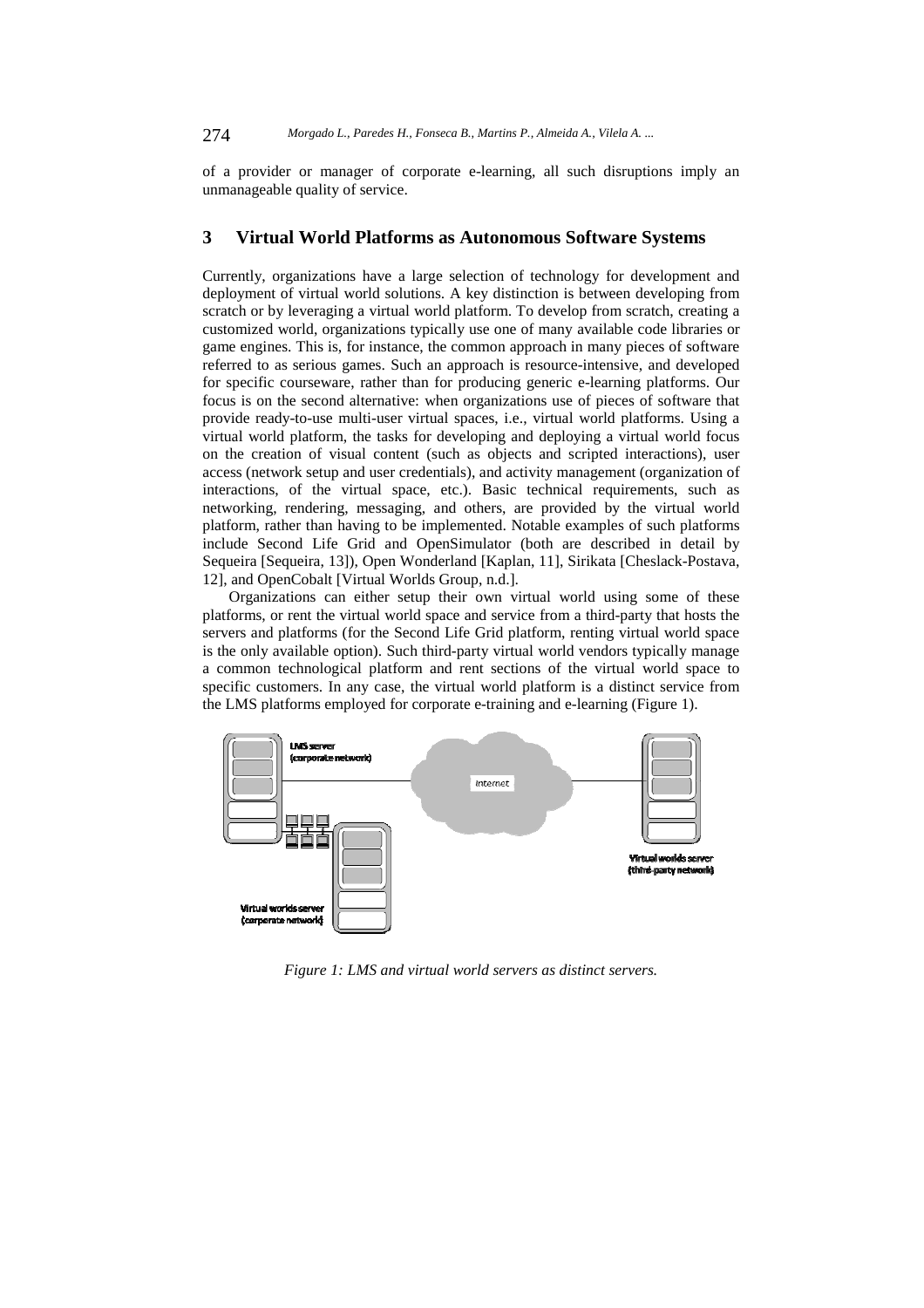of a provider or manager of corporate e-learning, all such disruptions imply an unmanageable quality of service.

## 3 Virtual World Platforms as Autonomous Software Systems

Currently, organizations have a large selection of technology for development and deployment of virtual world solutions. A key distinction is between developing from scratch or by leveraging a virtual world platform. To develop from scratch, creating a customized world, organizations typically use one of many available code libraries or game engines. This is, for instance, the common approach in many pieces of software referred to as serious games. Such an approach is resource-intensive, and developed for specific courseware, rather than for producing generic e-learning platforms. Our focus is on the second alternative: when organizations use of pieces of software that provide ready-to-use multi-user virtual spaces, i.e., virtual world platforms. Using a virtual world platform, the tasks for developing and deploying a virtual world focus on the creation of visual content (such as objects and scripted interactions), user access (network setup and user credentials), and activity management (organization of interactions, of the virtual space, etc.). Basic technical requirements, such as networking, rendering, messaging, and others, are provided by the virtual world platform, rather than having to be implemented. Notable examples of such platforms include Second Life Grid and OpenSimulator (both are described in detail by Sequeira [Sequeira, 13]), Open Wonderland [Kaplan, 11], Sirikata [Cheslack-Postava, 12], and OpenCobalt [Virtual Worlds Group, n.d.].

Organizations can either setup their own virtual world using some of these platforms, or rent the virtual world space and service from a third-party that hosts the servers and platforms (for the Second Life Grid platform, renting virtual world space is the only available option). Such third-party virtual world vendors typically manage a common technological platform and rent sections of the virtual world space to specific customers. In any case, the virtual world platform is a distinct service from the LMS platforms employed for corporate e-training and e-learning (Figure 1).

*Figure 1: LMS and virtual world servers as distinct servers.*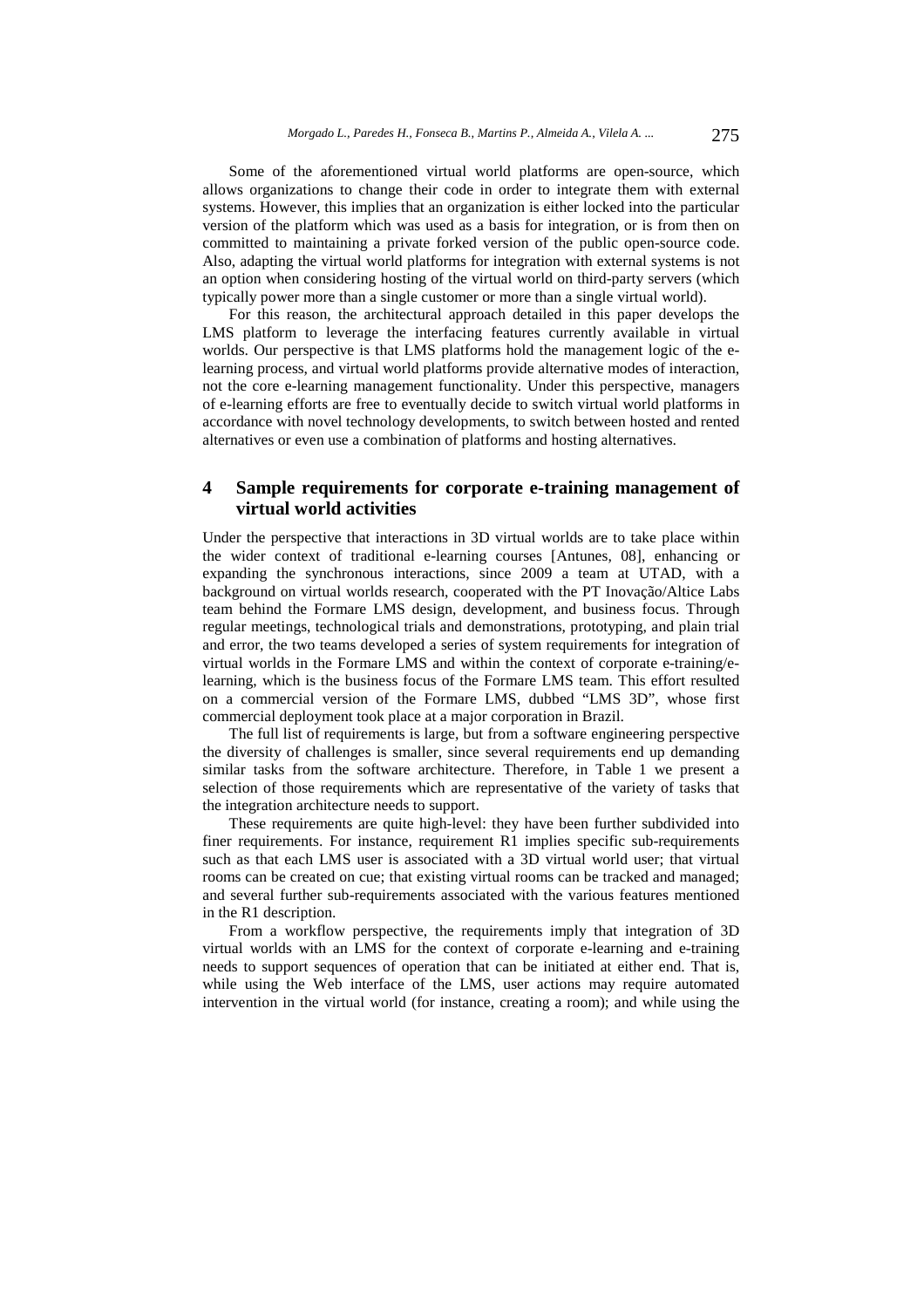Some of the aforementioned virtual world platforms are open-source, which allows organizations to change their code in order to integrate them with external systems. However, this implies that an organization is either locked into the particular version of the platform which was used as a basis for integration, or is from then on committed to maintaining a private forked version of the public open-source code. Also, adapting the virtual world platforms for integration with external systems is not an option when considering hosting of the virtual world on third-party servers (which typically power more than a single customer or more than a single virtual world).

For this reason, the architectural approach detailed in this paper develops the LMS platform to leverage the interfacing features currently available in virtual worlds. Our perspective is that LMS platforms hold the management logic of the e-learning process, and virtual world platforms provide alternative modes of interaction, not the core e-learning management functionality. Under this perspective, managers of e-learning efforts are free to eventually decide to switch virtual world platforms in accordance with novel technology developments, to switch between hosted and rented alternatives or even use a combination of platforms and hosting alternatives.

## 4 Sample requirements for corporate e-training management of virtual world activities

Under the perspective that interactions in 3D virtual worlds are to take place within the wider context of traditional e-learning courses [Antunes, 08], enhancing or expanding the synchronous interactions, since 2009 a team at UTAD, with a background on virtual worlds research, cooperated with the PT Inovação/Altice Labs team behind the Formare LMS design, development, and business focus. Through regular meetings, technological trials and demonstrations, prototyping, and plain trial and error, the two teams developed a series of system requirements for integration of virtual worlds in the Formare LMS and within the context of corporate e-training/e-learning, which is the business focus of the Formare LMS team. This effort resulted on a commercial version of the Formare LMS, dubbed "LMS 3D", whose first commercial deployment took place at a major corporation in Brazil.

The full list of requirements is large, but from a software engineering perspective the diversity of challenges is smaller, since several requirements end up demanding similar tasks from the software architecture. Therefore, in Table 1 we present a selection of those requirements which are representative of the variety of tasks that the integration architecture needs to support.

These requirements are quite high-level: they have been further subdivided into finer requirements. For instance, requirement R1 implies specific sub-requirements such as that each LMS user is associated with a 3D virtual world user; that virtual rooms can be created on cue; that existing virtual rooms can be tracked and managed; and several further sub-requirements associated with the various features mentioned in the R1 description.

From a workflow perspective, the requirements imply that integration of 3D virtual worlds with an LMS for the context of corporate e-learning and e-training needs to support sequences of operation that can be initiated at either end. That is, while using the Web interface of the LMS, user actions may require automated intervention in the virtual world (for instance, creating a room); and while using the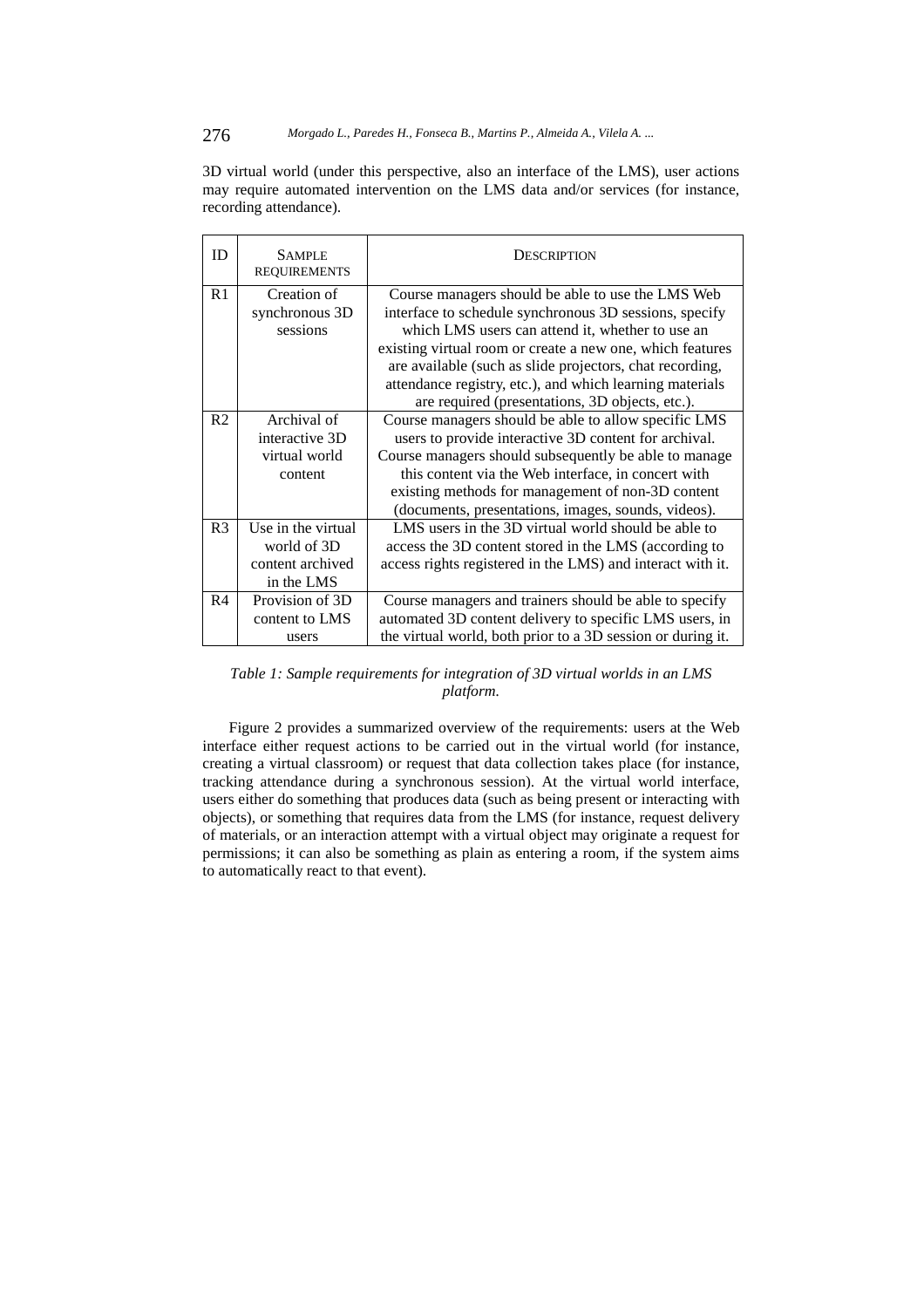3D virtual world (under this perspective, also an interface of the LMS), user actions may require automated intervention on the LMS data and/or services (for instance, recording attendance).

| ID | SAMPLE REQUIREMENTS | DESCRIPTION |
| --- | --- | --- |
| R1 | Creation of synchronous 3D sessions | Course managers should be able to use the LMS Web interface to schedule synchronous 3D sessions, specify which LMS users can attend it, whether to use an existing virtual room or create a new one, which features are available (such as slide projectors, chat recording, attendance registry, etc.), and which learning materials are required (presentations, 3D objects, etc.). |
| R2 | Archival of interactive 3D virtual world content | Course managers should be able to allow specific LMS users to provide interactive 3D content for archival. Course managers should subsequently be able to manage this content via the Web interface, in concert with existing methods for management of non-3D content (documents, presentations, images, sounds, videos). |
| R3 | Use in the virtual world of 3D content archived in the LMS | LMS users in the 3D virtual world should be able to access the 3D content stored in the LMS (according to access rights registered in the LMS) and interact with it. |
| R4 | Provision of 3D content to LMS users | Course managers and trainers should be able to specify automated 3D content delivery to specific LMS users, in the virtual world, both prior to a 3D session or during it. |

*Table 1: Sample requirements for integration of 3D virtual worlds in an LMS platform.*

Figure 2 provides a summarized overview of the requirements: users at the Web interface either request actions to be carried out in the virtual world (for instance, creating a virtual classroom) or request that data collection takes place (for instance, tracking attendance during a synchronous session). At the virtual world interface, users either do something that produces data (such as being present or interacting with objects), or something that requires data from the LMS (for instance, request delivery of materials, or an interaction attempt with a virtual object may originate a request for permissions; it can also be something as plain as entering a room, if the system aims to automatically react to that event).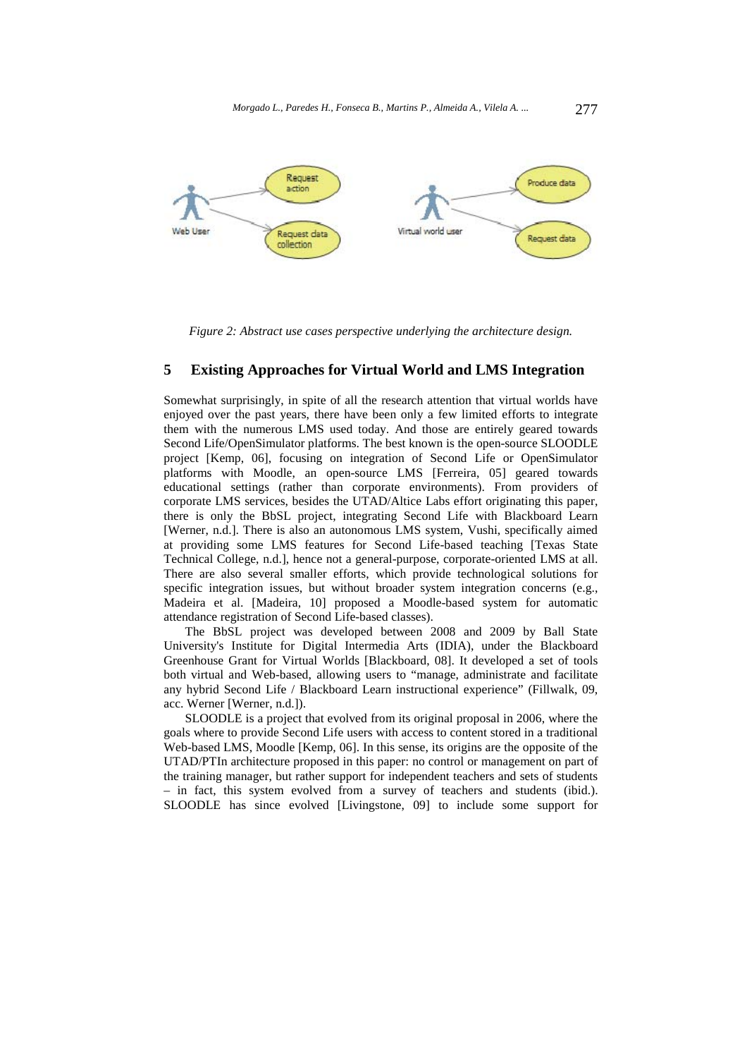Figure 2: Abstract use cases perspective underlying the architecture design.

## 5 Existing Approaches for Virtual World and LMS Integration

Somewhat surprisingly, in spite of all the research attention that virtual worlds have enjoyed over the past years, there have been only a few limited efforts to integrate them with the numerous LMS used today. And those are entirely geared towards Second Life/OpenSimulator platforms. The best known is the open-source SLOODLE project [Kemp, 06], focusing on integration of Second Life or OpenSimulator platforms with Moodle, an open-source LMS [Ferreira, 05] geared towards educational settings (rather than corporate environments). From providers of corporate LMS services, besides the UTAD/Altice Labs effort originating this paper, there is only the BbSL project, integrating Second Life with Blackboard Learn [Werner, n.d.]. There is also an autonomous LMS system, Vushi, specifically aimed at providing some LMS features for Second Life-based teaching [Texas State Technical College, n.d.], hence not a general-purpose, corporate-oriented LMS at all. There are also several smaller efforts, which provide technological solutions for specific integration issues, but without broader system integration concerns (e.g., Madeira et al. [Madeira, 10] proposed a Moodle-based system for automatic attendance registration of Second Life-based classes).

The BbSL project was developed between 2008 and 2009 by Ball State University's Institute for Digital Intermedia Arts (IDIA), under the Blackboard Greenhouse Grant for Virtual Worlds [Blackboard, 08]. It developed a set of tools both virtual and Web-based, allowing users to "manage, administrate and facilitate any hybrid Second Life / Blackboard Learn instructional experience" (Fillwalk, 09, acc. Werner [Werner, n.d.]).

SLOODLE is a project that evolved from its original proposal in 2006, where the goals where to provide Second Life users with access to content stored in a traditional Web-based LMS, Moodle [Kemp, 06]. In this sense, its origins are the opposite of the UTAD/PTIn architecture proposed in this paper: no control or management on part of the training manager, but rather support for independent teachers and sets of students – in fact, this system evolved from a survey of teachers and students (ibid.). SLOODLE has since evolved [Livingstone, 09] to include some support for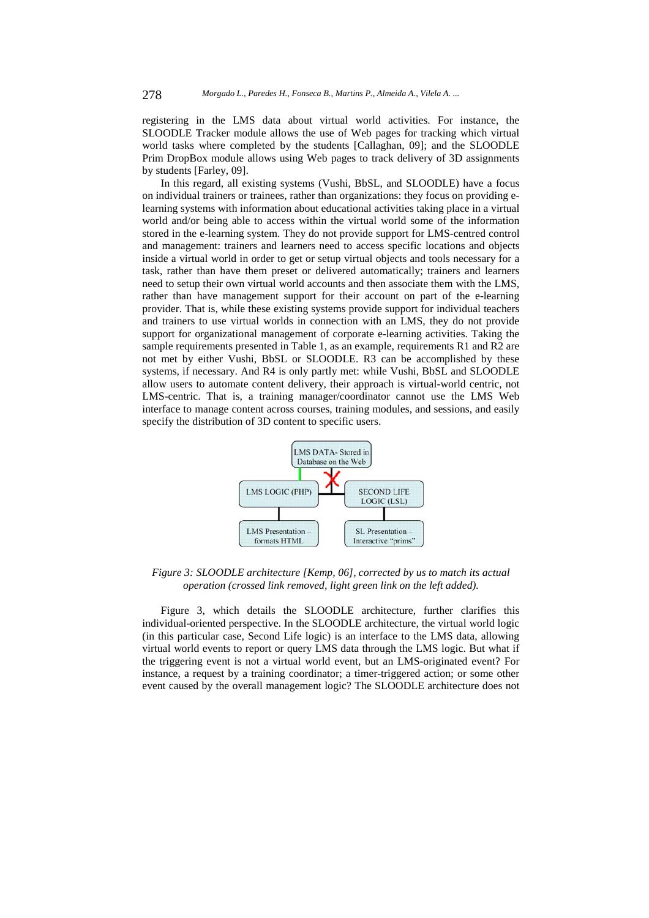registering in the LMS data about virtual world activities. For instance, the SLOODLE Tracker module allows the use of Web pages for tracking which virtual world tasks where completed by the students [Callaghan, 09]; and the SLOODLE Prim DropBox module allows using Web pages to track delivery of 3D assignments by students [Farley, 09].

In this regard, all existing systems (Vushi, BbSL, and SLOODLE) have a focus on individual trainers or trainees, rather than organizations: they focus on providing e-learning systems with information about educational activities taking place in a virtual world and/or being able to access within the virtual world some of the information stored in the e-learning system. They do not provide support for LMS-centred control and management: trainers and learners need to access specific locations and objects inside a virtual world in order to get or setup virtual objects and tools necessary for a task, rather than have them preset or delivered automatically; trainers and learners need to setup their own virtual world accounts and then associate them with the LMS, rather than have management support for their account on part of the e-learning provider. That is, while these existing systems provide support for individual teachers and trainers to use virtual worlds in connection with an LMS, they do not provide support for organizational management of corporate e-learning activities. Taking the sample requirements presented in Table 1, as an example, requirements R1 and R2 are not met by either Vushi, BbSL or SLOODLE. R3 can be accomplished by these systems, if necessary. And R4 is only partly met: while Vushi, BbSL and SLOODLE allow users to automate content delivery, their approach is virtual-world centric, not LMS-centric. That is, a training manager/coordinator cannot use the LMS Web interface to manage content across courses, training modules, and sessions, and easily specify the distribution of 3D content to specific users.

*Figure 3: SLOODLE architecture [Kemp, 06], corrected by us to match its actual operation (crossed link removed, light green link on the left added).*

Figure 3, which details the SLOODLE architecture, further clarifies this individual-oriented perspective. In the SLOODLE architecture, the virtual world logic (in this particular case, Second Life logic) is an interface to the LMS data, allowing virtual world events to report or query LMS data through the LMS logic. But what if the triggering event is not a virtual world event, but an LMS-originated event? For instance, a request by a training coordinator; a timer-triggered action; or some other event caused by the overall management logic? The SLOODLE architecture does not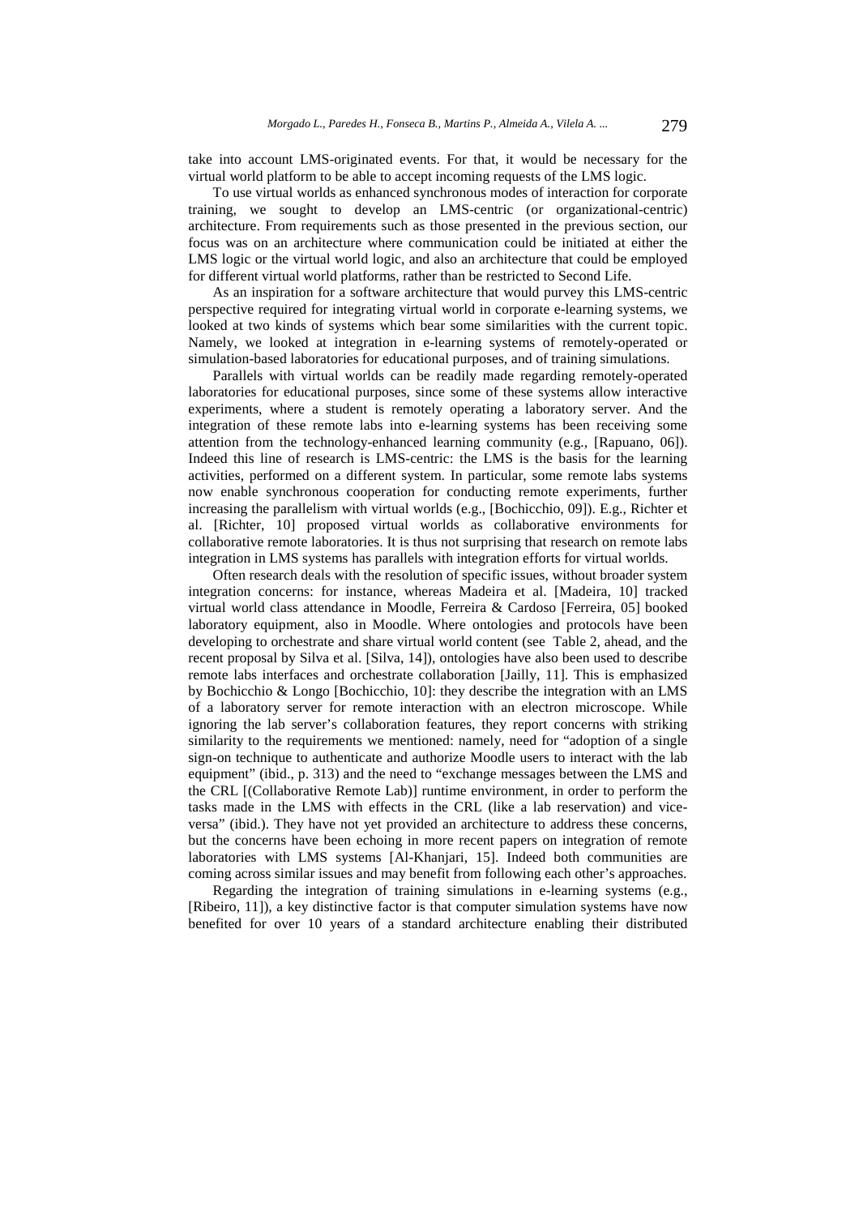take into account LMS-originated events. For that, it would be necessary for the virtual world platform to be able to accept incoming requests of the LMS logic.

To use virtual worlds as enhanced synchronous modes of interaction for corporate training, we sought to develop an LMS-centric (or organizational-centric) architecture. From requirements such as those presented in the previous section, our focus was on an architecture where communication could be initiated at either the LMS logic or the virtual world logic, and also an architecture that could be employed for different virtual world platforms, rather than be restricted to Second Life.

As an inspiration for a software architecture that would purvey this LMS-centric perspective required for integrating virtual world in corporate e-learning systems, we looked at two kinds of systems which bear some similarities with the current topic. Namely, we looked at integration in e-learning systems of remotely-operated or simulation-based laboratories for educational purposes, and of training simulations.

Parallels with virtual worlds can be readily made regarding remotely-operated laboratories for educational purposes, since some of these systems allow interactive experiments, where a student is remotely operating a laboratory server. And the integration of these remote labs into e-learning systems has been receiving some attention from the technology-enhanced learning community (e.g., [Rapuano, 06]). Indeed this line of research is LMS-centric: the LMS is the basis for the learning activities, performed on a different system. In particular, some remote labs systems now enable synchronous cooperation for conducting remote experiments, further increasing the parallelism with virtual worlds (e.g., [Bochicchio, 09]). E.g., Richter et al. [Richter, 10] proposed virtual worlds as collaborative environments for collaborative remote laboratories. It is thus not surprising that research on remote labs integration in LMS systems has parallels with integration efforts for virtual worlds.

Often research deals with the resolution of specific issues, without broader system integration concerns: for instance, whereas Madeira et al. [Madeira, 10] tracked virtual world class attendance in Moodle, Ferreira & Cardoso [Ferreira, 05] booked laboratory equipment, also in Moodle. Where ontologies and protocols have been developing to orchestrate and share virtual world content (see Table 2, ahead, and the recent proposal by Silva et al. [Silva, 14]), ontologies have also been used to describe remote labs interfaces and orchestrate collaboration [Jailly, 11]. This is emphasized by Bochicchio & Longo [Bochicchio, 10]: they describe the integration with an LMS of a laboratory server for remote interaction with an electron microscope. While ignoring the lab server's collaboration features, they report concerns with striking similarity to the requirements we mentioned: namely, need for "adoption of a single sign-on technique to authenticate and authorize Moodle users to interact with the lab equipment" (ibid., p. 313) and the need to "exchange messages between the LMS and the CRL [(Collaborative Remote Lab)] runtime environment, in order to perform the tasks made in the LMS with effects in the CRL (like a lab reservation) and vice-versa" (ibid.). They have not yet provided an architecture to address these concerns, but the concerns have been echoing in more recent papers on integration of remote laboratories with LMS systems [Al-Khanjari, 15]. Indeed both communities are coming across similar issues and may benefit from following each other's approaches.

Regarding the integration of training simulations in e-learning systems (e.g., [Ribeiro, 11]), a key distinctive factor is that computer simulation systems have now benefited for over 10 years of a standard architecture enabling their distributed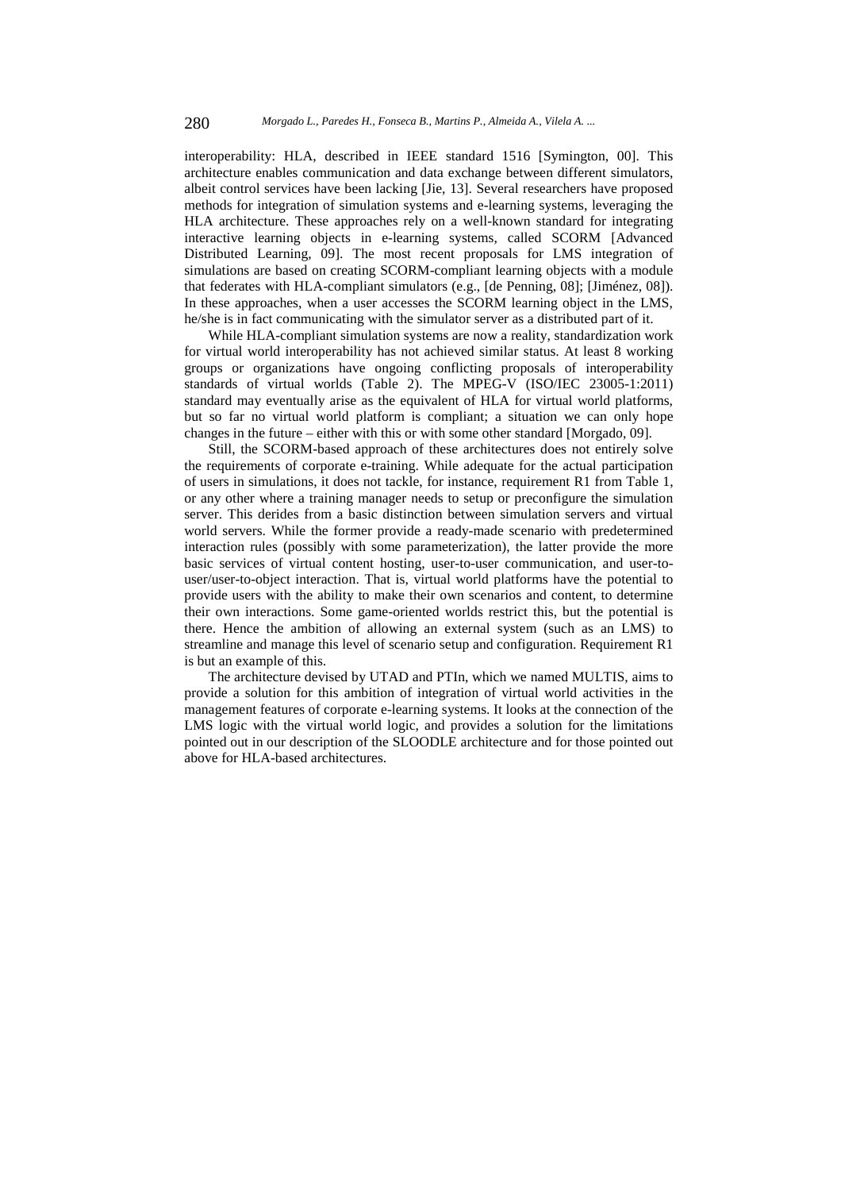interoperability: HLA, described in IEEE standard 1516 [Symington, 00]. This architecture enables communication and data exchange between different simulators, albeit control services have been lacking [Jie, 13]. Several researchers have proposed methods for integration of simulation systems and e-learning systems, leveraging the HLA architecture. These approaches rely on a well-known standard for integrating interactive learning objects in e-learning systems, called SCORM [Advanced Distributed Learning, 09]. The most recent proposals for LMS integration of simulations are based on creating SCORM-compliant learning objects with a module that federates with HLA-compliant simulators (e.g., [de Penning, 08]; [Jiménez, 08]). In these approaches, when a user accesses the SCORM learning object in the LMS, he/she is in fact communicating with the simulator server as a distributed part of it.

While HLA-compliant simulation systems are now a reality, standardization work for virtual world interoperability has not achieved similar status. At least 8 working groups or organizations have ongoing conflicting proposals of interoperability standards of virtual worlds (Table 2). The MPEG-V (ISO/IEC 23005-1:2011) standard may eventually arise as the equivalent of HLA for virtual world platforms, but so far no virtual world platform is compliant; a situation we can only hope changes in the future – either with this or with some other standard [Morgado, 09].

Still, the SCORM-based approach of these architectures does not entirely solve the requirements of corporate e-training. While adequate for the actual participation of users in simulations, it does not tackle, for instance, requirement R1 from Table 1, or any other where a training manager needs to setup or preconfigure the simulation server. This derides from a basic distinction between simulation servers and virtual world servers. While the former provide a ready-made scenario with predetermined interaction rules (possibly with some parameterization), the latter provide the more basic services of virtual content hosting, user-to-user communication, and user-to-user/user-to-object interaction. That is, virtual world platforms have the potential to provide users with the ability to make their own scenarios and content, to determine their own interactions. Some game-oriented worlds restrict this, but the potential is there. Hence the ambition of allowing an external system (such as an LMS) to streamline and manage this level of scenario setup and configuration. Requirement R1 is but an example of this.

The architecture devised by UTAD and PTIn, which we named MULTIS, aims to provide a solution for this ambition of integration of virtual world activities in the management features of corporate e-learning systems. It looks at the connection of the LMS logic with the virtual world logic, and provides a solution for the limitations pointed out in our description of the SLOODLE architecture and for those pointed out above for HLA-based architectures.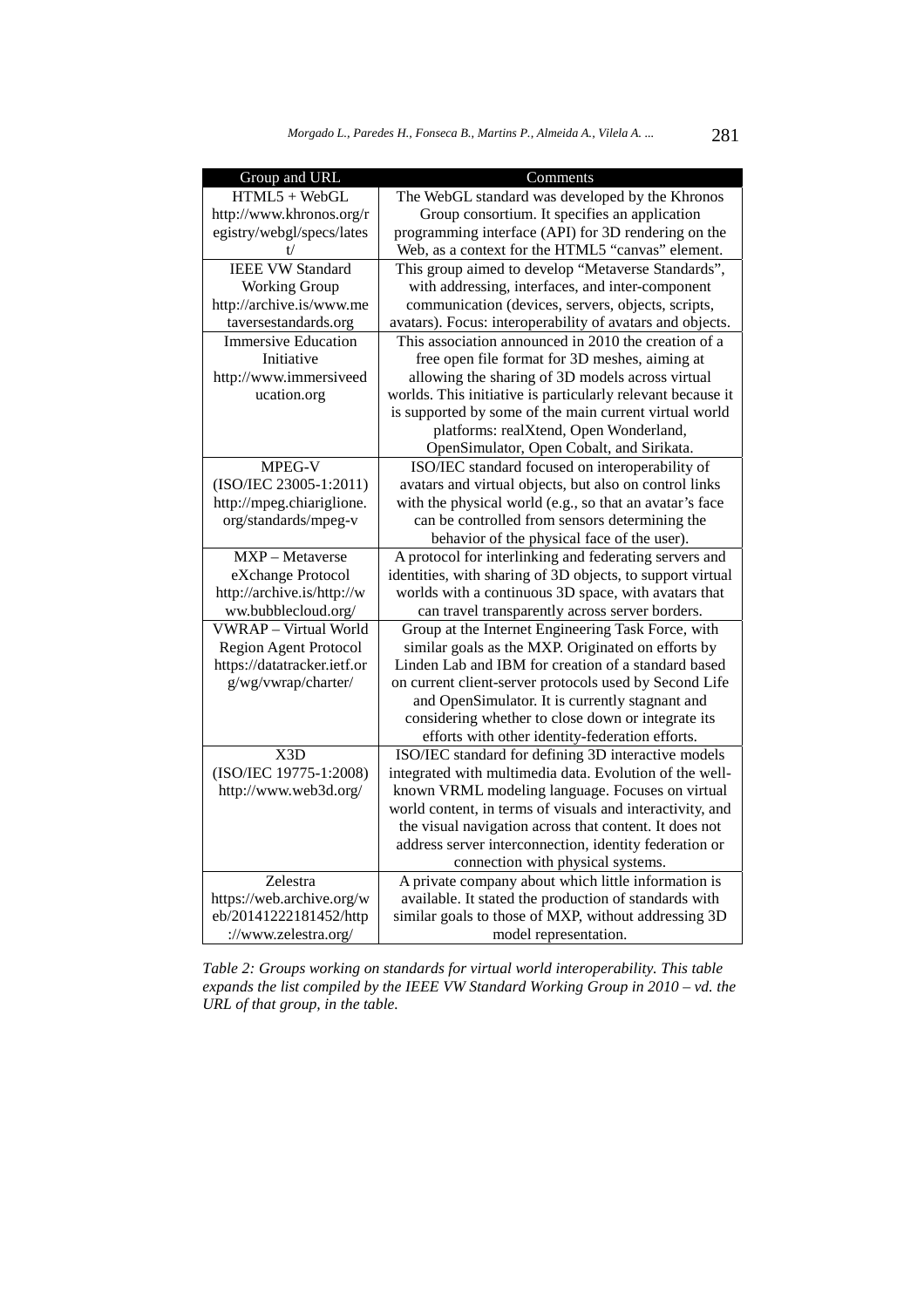| Group and URL | Comments |
|---|---|
| HTML5 + WebGL http://www.khronos.org/registry/webgl/specs/latest/ | The WebGL standard was developed by the Khronos Group consortium. It specifies an application programming interface (API) for 3D rendering on the Web, as a context for the HTML5 "canvas" element. |
| IEEE VW Standard Working Group http://archive.is/www.metaversestandards.org | This group aimed to develop "Metaverse Standards", with addressing, interfaces, and inter-component communication (devices, servers, objects, scripts, avatars). Focus: interoperability of avatars and objects. |
| Immersive Education Initiative http://www.immersiveeducation.org | This association announced in 2010 the creation of a free open file format for 3D meshes, aiming at allowing the sharing of 3D models across virtual worlds. This initiative is particularly relevant because it is supported by some of the main current virtual world platforms: realXtend, Open Wonderland, OpenSimulator, Open Cobalt, and Sirikata. |
| MPEG-V (ISO/IEC 23005-1:2011) http://mpeg.chiariglione.org/standards/mpeg-v | ISO/IEC standard focused on interoperability of avatars and virtual objects, but also on control links with the physical world (e.g., so that an avatar's face can be controlled from sensors determining the behavior of the physical face of the user). |
| MXP – Metaverse eXchange Protocol http://archive.is/http://www.bubblecloud.org/ | A protocol for interlinking and federating servers and identities, with sharing of 3D objects, to support virtual worlds with a continuous 3D space, with avatars that can travel transparently across server borders. |
| VWRAP – Virtual World Region Agent Protocol https://datatracker.ietf.org/wg/vwrap/charter/ | Group at the Internet Engineering Task Force, with similar goals as the MXP. Originated on efforts by Linden Lab and IBM for creation of a standard based on current client-server protocols used by Second Life and OpenSimulator. It is currently stagnant and considering whether to close down or integrate its efforts with other identity-federation efforts. |
| X3D (ISO/IEC 19775-1:2008) http://www.web3d.org/ | ISO/IEC standard for defining 3D interactive models integrated with multimedia data. Evolution of the well-known VRML modeling language. Focuses on virtual world content, in terms of visuals and interactivity, and the visual navigation across that content. It does not address server interconnection, identity federation or connection with physical systems. |
| Zelestra https://web.archive.org/web/20141222181452/http://www.zelestra.org/ | A private company about which little information is available. It stated the production of standards with similar goals to those of MXP, without addressing 3D model representation. |

*Table 2: Groups working on standards for virtual world interoperability. This table expands the list compiled by the IEEE VW Standard Working Group in 2010 – vd. the URL of that group, in the table.*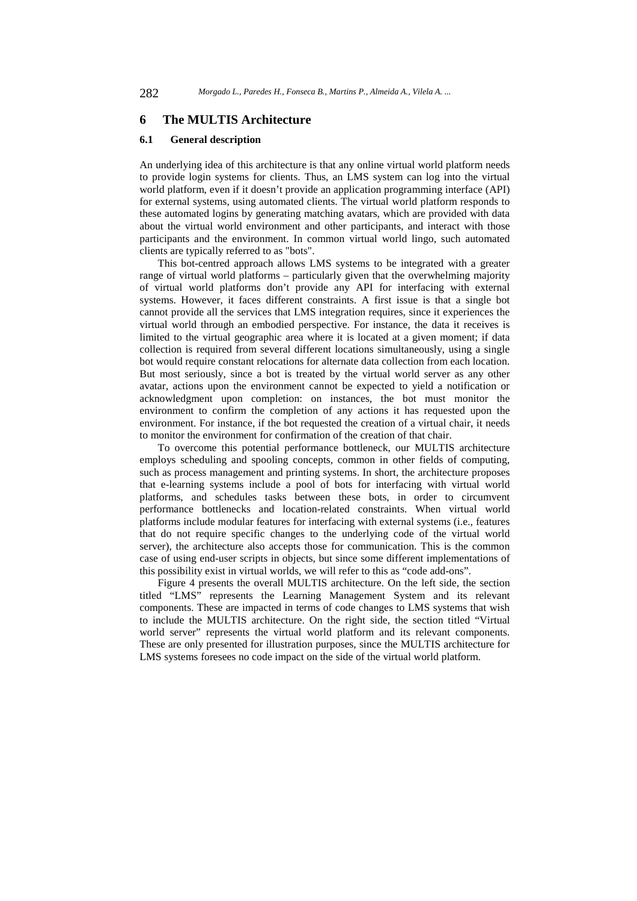## 6 The MULTIS Architecture

### 6.1 General description

An underlying idea of this architecture is that any online virtual world platform needs to provide login systems for clients. Thus, an LMS system can log into the virtual world platform, even if it doesn't provide an application programming interface (API) for external systems, using automated clients. The virtual world platform responds to these automated logins by generating matching avatars, which are provided with data about the virtual world environment and other participants, and interact with those participants and the environment. In common virtual world lingo, such automated clients are typically referred to as "bots".

This bot-centred approach allows LMS systems to be integrated with a greater range of virtual world platforms – particularly given that the overwhelming majority of virtual world platforms don't provide any API for interfacing with external systems. However, it faces different constraints. A first issue is that a single bot cannot provide all the services that LMS integration requires, since it experiences the virtual world through an embodied perspective. For instance, the data it receives is limited to the virtual geographic area where it is located at a given moment; if data collection is required from several different locations simultaneously, using a single bot would require constant relocations for alternate data collection from each location. But most seriously, since a bot is treated by the virtual world server as any other avatar, actions upon the environment cannot be expected to yield a notification or acknowledgment upon completion: on instances, the bot must monitor the environment to confirm the completion of any actions it has requested upon the environment. For instance, if the bot requested the creation of a virtual chair, it needs to monitor the environment for confirmation of the creation of that chair.

To overcome this potential performance bottleneck, our MULTIS architecture employs scheduling and spooling concepts, common in other fields of computing, such as process management and printing systems. In short, the architecture proposes that e-learning systems include a pool of bots for interfacing with virtual world platforms, and schedules tasks between these bots, in order to circumvent performance bottlenecks and location-related constraints. When virtual world platforms include modular features for interfacing with external systems (i.e., features that do not require specific changes to the underlying code of the virtual world server), the architecture also accepts those for communication. This is the common case of using end-user scripts in objects, but since some different implementations of this possibility exist in virtual worlds, we will refer to this as "code add-ons".

Figure 4 presents the overall MULTIS architecture. On the left side, the section titled "LMS" represents the Learning Management System and its relevant components. These are impacted in terms of code changes to LMS systems that wish to include the MULTIS architecture. On the right side, the section titled "Virtual world server" represents the virtual world platform and its relevant components. These are only presented for illustration purposes, since the MULTIS architecture for LMS systems foresees no code impact on the side of the virtual world platform.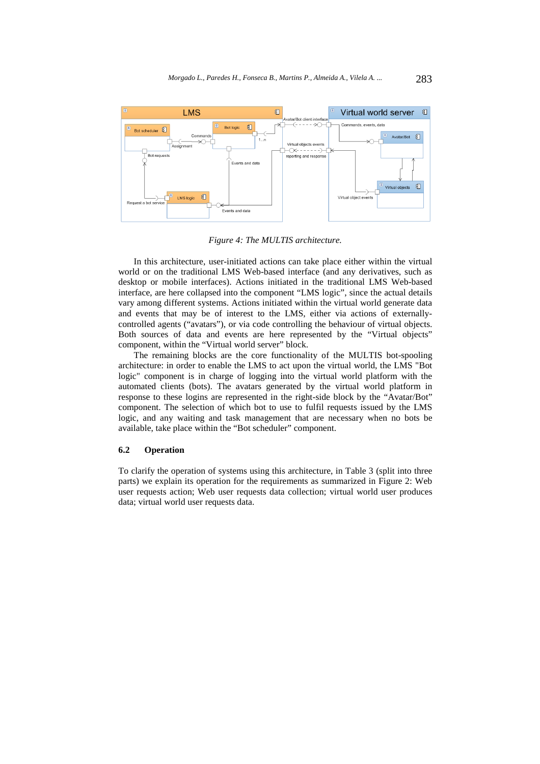*Figure 4: The MULTIS architecture.*

In this architecture, user-initiated actions can take place either within the virtual world or on the traditional LMS Web-based interface (and any derivatives, such as desktop or mobile interfaces). Actions initiated in the traditional LMS Web-based interface, are here collapsed into the component "LMS logic", since the actual details vary among different systems. Actions initiated within the virtual world generate data and events that may be of interest to the LMS, either via actions of externally-controlled agents ("avatars"), or via code controlling the behaviour of virtual objects. Both sources of data and events are here represented by the "Virtual objects" component, within the "Virtual world server" block.

The remaining blocks are the core functionality of the MULTIS bot-spooling architecture: in order to enable the LMS to act upon the virtual world, the LMS "Bot logic" component is in charge of logging into the virtual world platform with the automated clients (bots). The avatars generated by the virtual world platform in response to these logins are represented in the right-side block by the "Avatar/Bot" component. The selection of which bot to use to fulfil requests issued by the LMS logic, and any waiting and task management that are necessary when no bots be available, take place within the "Bot scheduler" component.

### 6.2 Operation

To clarify the operation of systems using this architecture, in Table 3 (split into three parts) we explain its operation for the requirements as summarized in Figure 2: Web user requests action; Web user requests data collection; virtual world user produces data; virtual world user requests data.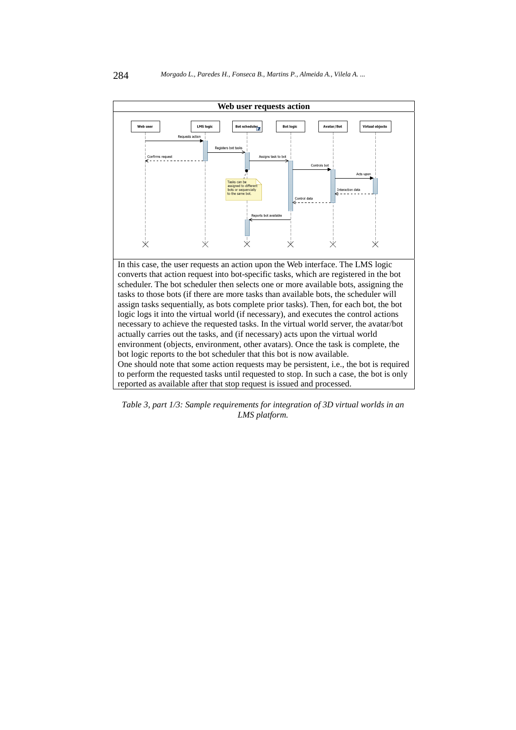| Web user requests action |
|---|
| In this case, the user requests an action upon the Web interface. The LMS logic converts that action request into bot-specific tasks, which are registered in the bot scheduler. The bot scheduler then selects one or more available bots, assigning the tasks to those bots (if there are more tasks than available bots, the scheduler will assign tasks sequentially, as bots complete prior tasks). Then, for each bot, the bot logic logs it into the virtual world (if necessary), and executes the control actions necessary to achieve the requested tasks. In the virtual world server, the avatar/bot actually carries out the tasks, and (if necessary) acts upon the virtual world environment (objects, environment, other avatars). Once the task is complete, the bot logic reports to the bot scheduler that this bot is now available.<br>One should note that some action requests may be persistent, i.e., the bot is required to perform the requested tasks until requested to stop. In such a case, the bot is only reported as available after that stop request is issued and processed. |

*Table 3, part 1/3: Sample requirements for integration of 3D virtual worlds in an LMS platform.*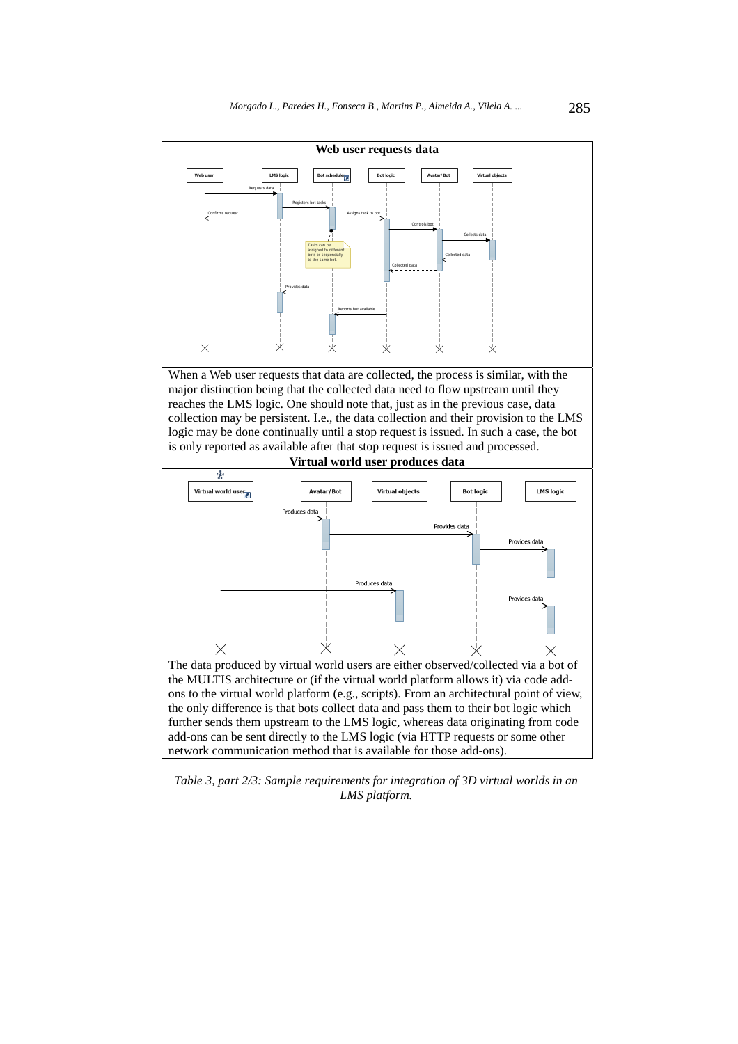| Web user requests data |
|---|
| |
| When a Web user requests that data are collected, the process is similar, with the major distinction being that the collected data need to flow upstream until they reaches the LMS logic. One should note that, just as in the previous case, data collection may be persistent. I.e., the data collection and their provision to the LMS logic may be done continually until a stop request is issued. In such a case, the bot is only reported as available after that stop request is issued and processed. |
| **Virtual world user produces data** |
| |
| The data produced by virtual world users are either observed/collected via a bot of the MULTIS architecture or (if the virtual world platform allows it) via code add-ons to the virtual world platform (e.g., scripts). From an architectural point of view, the only difference is that bots collect data and pass them to their bot logic which further sends them upstream to the LMS logic, whereas data originating from code add-ons can be sent directly to the LMS logic (via HTTP requests or some other network communication method that is available for those add-ons). |

*Table 3, part 2/3: Sample requirements for integration of 3D virtual worlds in an LMS platform.*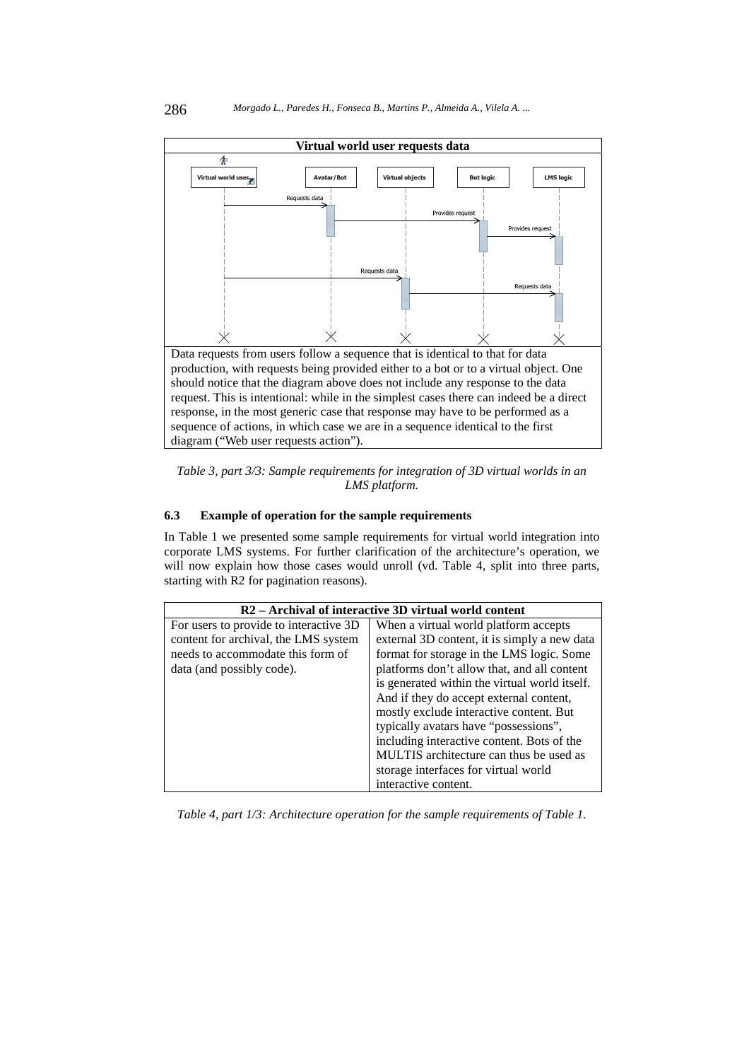| Virtual world user requests data |
| --- |
| Data requests from users follow a sequence that is identical to that for data production, with requests being provided either to a bot or to a virtual object. One should notice that the diagram above does not include any response to the data request. This is intentional: while in the simplest cases there can indeed be a direct response, in the most generic case that response may have to be performed as a sequence of actions, in which case we are in a sequence identical to the first diagram ("Web user requests action"). |

*Table 3, part 3/3: Sample requirements for integration of 3D virtual worlds in an LMS platform.*

### 6.3 Example of operation for the sample requirements

In Table 1 we presented some sample requirements for virtual world integration into corporate LMS systems. For further clarification of the architecture's operation, we will now explain how those cases would unroll (vd. Table 4, split into three parts, starting with R2 for pagination reasons).

| R2 – Archival of interactive 3D virtual world content | |
| --- | --- |
| For users to provide to interactive 3D content for archival, the LMS system needs to accommodate this form of data (and possibly code). | When a virtual world platform accepts external 3D content, it is simply a new data format for storage in the LMS logic. Some platforms don't allow that, and all content is generated within the virtual world itself. And if they do accept external content, mostly exclude interactive content. But typically avatars have "possessions", including interactive content. Bots of the MULTIS architecture can thus be used as storage interfaces for virtual world interactive content. |

*Table 4, part 1/3: Architecture operation for the sample requirements of Table 1.*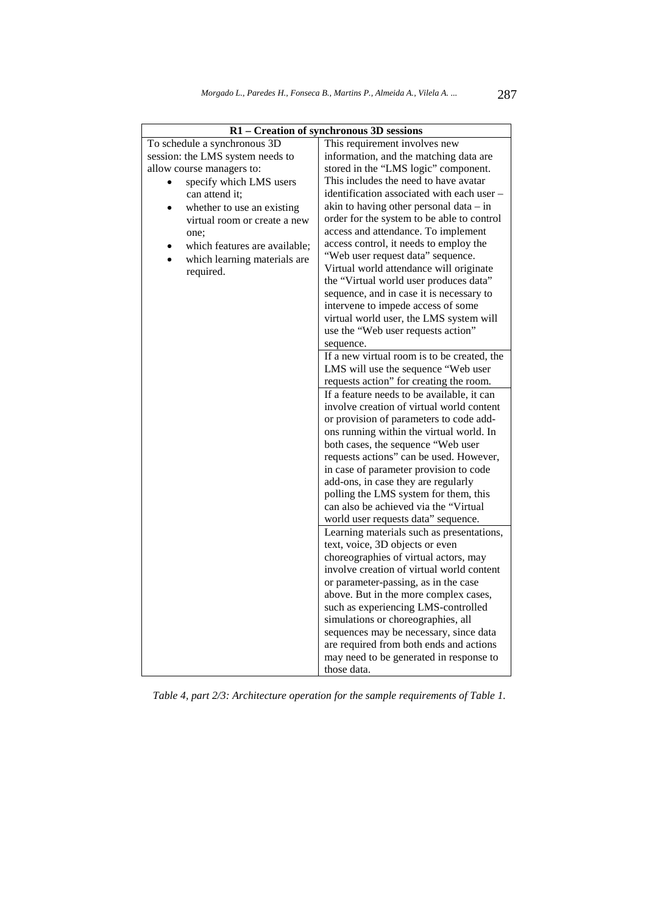| R1 – Creation of synchronous 3D sessions | |
|---|---|
| To schedule a synchronous 3D session: the LMS system needs to allow course managers to: <br>• specify which LMS users can attend it; <br>• whether to use an existing virtual room or create a new one; <br>• which features are available; <br>• which learning materials are required. | This requirement involves new information, and the matching data are stored in the "LMS logic" component. This includes the need to have avatar identification associated with each user – akin to having other personal data – in order for the system to be able to control access and attendance. To implement access control, it needs to employ the "Web user request data" sequence. Virtual world attendance will originate the "Virtual world user produces data" sequence, and in case it is necessary to intervene to impede access of some virtual world user, the LMS system will use the "Web user requests action" sequence. |
| | If a new virtual room is to be created, the LMS will use the sequence "Web user requests action" for creating the room. |
| | If a feature needs to be available, it can involve creation of virtual world content or provision of parameters to code add-ons running within the virtual world. In both cases, the sequence "Web user requests actions" can be used. However, in case of parameter provision to code add-ons, in case they are regularly polling the LMS system for them, this can also be achieved via the "Virtual world user requests data" sequence. |
| | Learning materials such as presentations, text, voice, 3D objects or even choreographies of virtual actors, may involve creation of virtual world content or parameter-passing, as in the case above. But in the more complex cases, such as experiencing LMS-controlled simulations or choreographies, all sequences may be necessary, since data are required from both ends and actions may need to be generated in response to those data. |

*Table 4, part 2/3: Architecture operation for the sample requirements of Table 1.*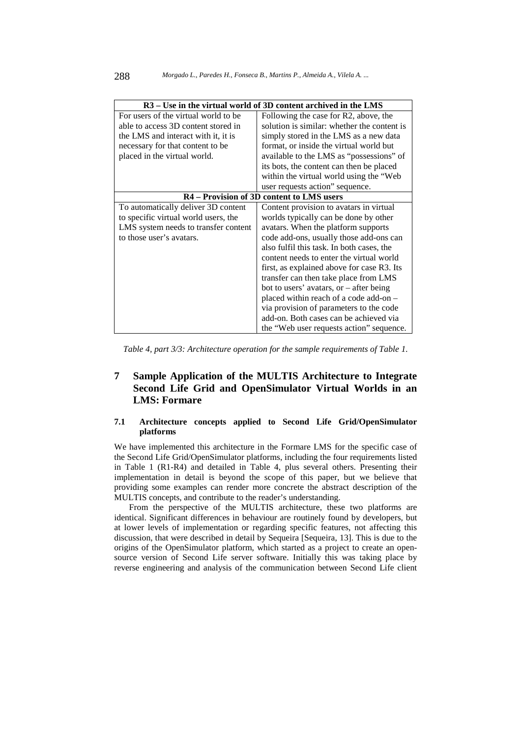| R3 – Use in the virtual world of 3D content archived in the LMS | |
|---|---|
| For users of the virtual world to be able to access 3D content stored in the LMS and interact with it, it is necessary for that content to be placed in the virtual world. | Following the case for R2, above, the solution is similar: whether the content is simply stored in the LMS as a new data format, or inside the virtual world but available to the LMS as "possessions" of its bots, the content can then be placed within the virtual world using the "Web user requests action" sequence. |
| **R4 – Provision of 3D content to LMS users** | |
| To automatically deliver 3D content to specific virtual world users, the LMS system needs to transfer content to those user's avatars. | Content provision to avatars in virtual worlds typically can be done by other avatars. When the platform supports code add-ons, usually those add-ons can also fulfil this task. In both cases, the content needs to enter the virtual world first, as explained above for case R3. Its transfer can then take place from LMS bot to users' avatars, or – after being placed within reach of a code add-on – via provision of parameters to the code add-on. Both cases can be achieved via the "Web user requests action" sequence. |

*Table 4, part 3/3: Architecture operation for the sample requirements of Table 1.*

## 7 Sample Application of the MULTIS Architecture to Integrate Second Life Grid and OpenSimulator Virtual Worlds in an LMS: Formare

### 7.1 Architecture concepts applied to Second Life Grid/OpenSimulator platforms

We have implemented this architecture in the Formare LMS for the specific case of the Second Life Grid/OpenSimulator platforms, including the four requirements listed in Table 1 (R1-R4) and detailed in Table 4, plus several others. Presenting their implementation in detail is beyond the scope of this paper, but we believe that providing some examples can render more concrete the abstract description of the MULTIS concepts, and contribute to the reader's understanding.

From the perspective of the MULTIS architecture, these two platforms are identical. Significant differences in behaviour are routinely found by developers, but at lower levels of implementation or regarding specific features, not affecting this discussion, that were described in detail by Sequeira [Sequeira, 13]. This is due to the origins of the OpenSimulator platform, which started as a project to create an open-source version of Second Life server software. Initially this was taking place by reverse engineering and analysis of the communication between Second Life client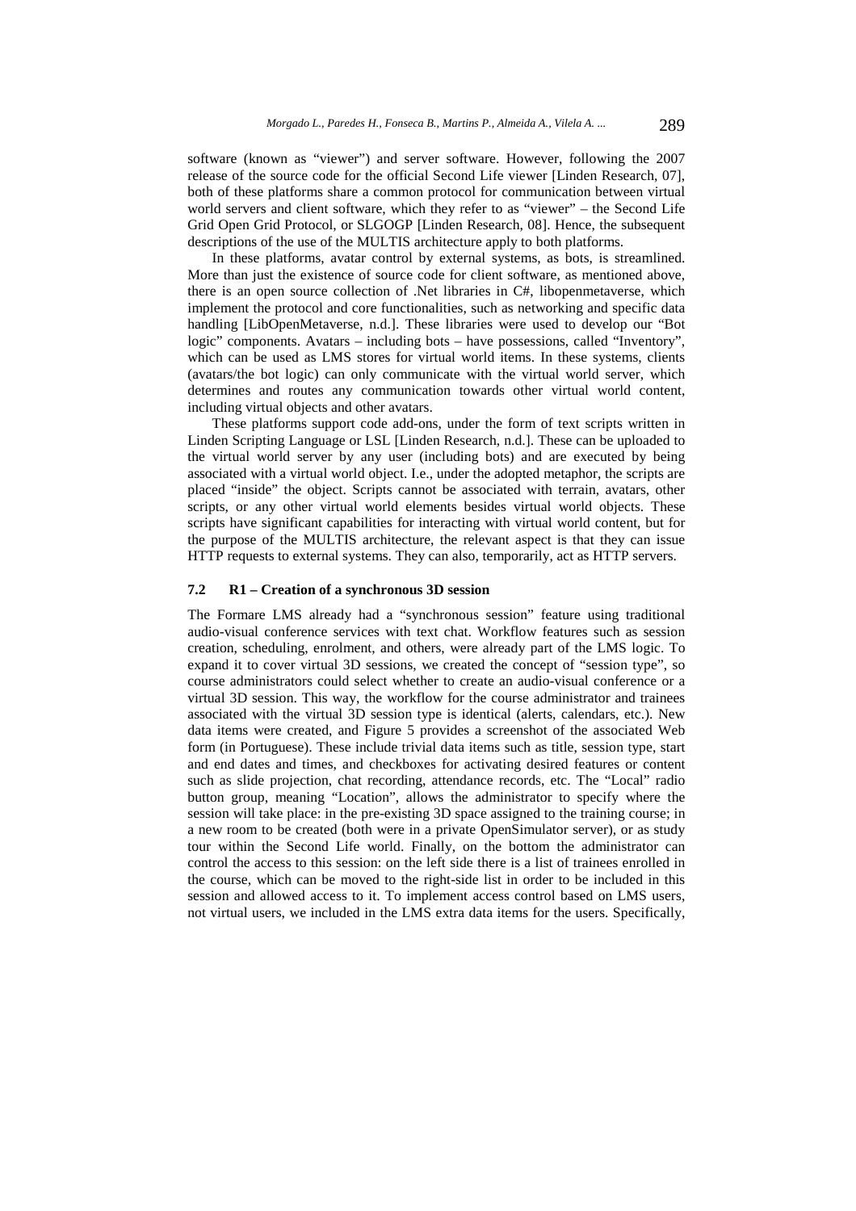software (known as "viewer") and server software. However, following the 2007 release of the source code for the official Second Life viewer [Linden Research, 07], both of these platforms share a common protocol for communication between virtual world servers and client software, which they refer to as "viewer" – the Second Life Grid Open Grid Protocol, or SLGOGP [Linden Research, 08]. Hence, the subsequent descriptions of the use of the MULTIS architecture apply to both platforms.

In these platforms, avatar control by external systems, as bots, is streamlined. More than just the existence of source code for client software, as mentioned above, there is an open source collection of .Net libraries in C#, libopenmetaverse, which implement the protocol and core functionalities, such as networking and specific data handling [LibOpenMetaverse, n.d.]. These libraries were used to develop our "Bot logic" components. Avatars – including bots – have possessions, called "Inventory", which can be used as LMS stores for virtual world items. In these systems, clients (avatars/the bot logic) can only communicate with the virtual world server, which determines and routes any communication towards other virtual world content, including virtual objects and other avatars.

These platforms support code add-ons, under the form of text scripts written in Linden Scripting Language or LSL [Linden Research, n.d.]. These can be uploaded to the virtual world server by any user (including bots) and are executed by being associated with a virtual world object. I.e., under the adopted metaphor, the scripts are placed "inside" the object. Scripts cannot be associated with terrain, avatars, other scripts, or any other virtual world elements besides virtual world objects. These scripts have significant capabilities for interacting with virtual world content, but for the purpose of the MULTIS architecture, the relevant aspect is that they can issue HTTP requests to external systems. They can also, temporarily, act as HTTP servers.

### 7.2 R1 – Creation of a synchronous 3D session

The Formare LMS already had a "synchronous session" feature using traditional audio-visual conference services with text chat. Workflow features such as session creation, scheduling, enrolment, and others, were already part of the LMS logic. To expand it to cover virtual 3D sessions, we created the concept of "session type", so course administrators could select whether to create an audio-visual conference or a virtual 3D session. This way, the workflow for the course administrator and trainees associated with the virtual 3D session type is identical (alerts, calendars, etc.). New data items were created, and Figure 5 provides a screenshot of the associated Web form (in Portuguese). These include trivial data items such as title, session type, start and end dates and times, and checkboxes for activating desired features or content such as slide projection, chat recording, attendance records, etc. The "Local" radio button group, meaning "Location", allows the administrator to specify where the session will take place: in the pre-existing 3D space assigned to the training course; in a new room to be created (both were in a private OpenSimulator server), or as study tour within the Second Life world. Finally, on the bottom the administrator can control the access to this session: on the left side there is a list of trainees enrolled in the course, which can be moved to the right-side list in order to be included in this session and allowed access to it. To implement access control based on LMS users, not virtual users, we included in the LMS extra data items for the users. Specifically,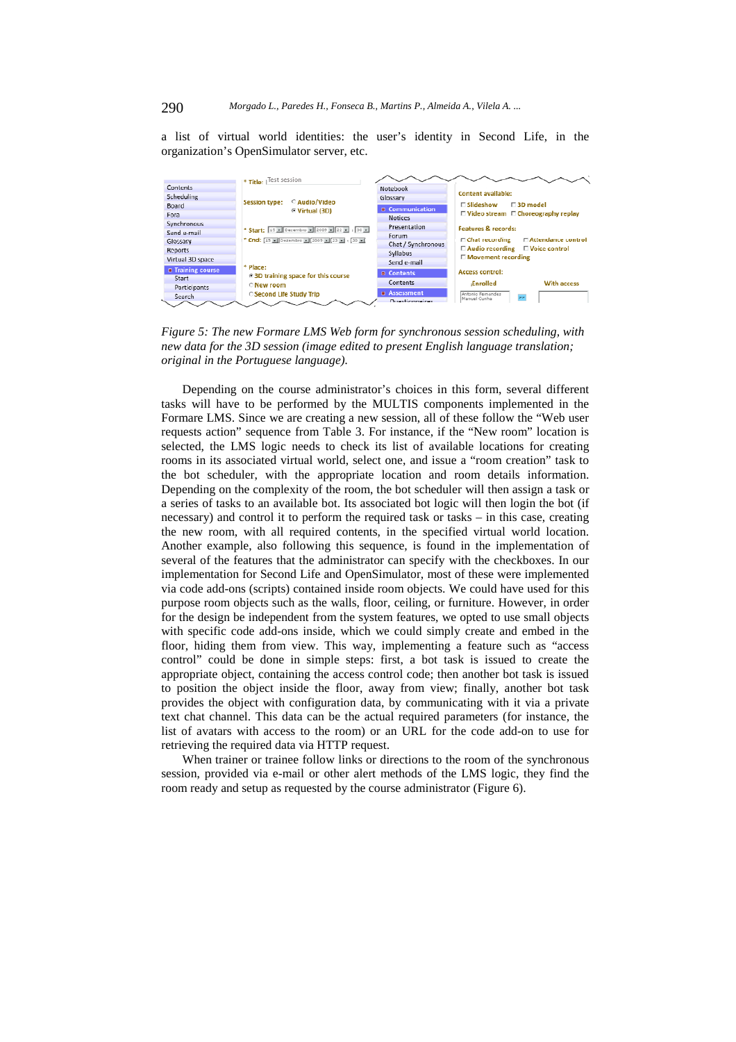a list of virtual world identities: the user's identity in Second Life, in the organization's OpenSimulator server, etc.

*Figure 5: The new Formare LMS Web form for synchronous session scheduling, with new data for the 3D session (image edited to present English language translation; original in the Portuguese language).*

Depending on the course administrator's choices in this form, several different tasks will have to be performed by the MULTIS components implemented in the Formare LMS. Since we are creating a new session, all of these follow the "Web user requests action" sequence from Table 3. For instance, if the "New room" location is selected, the LMS logic needs to check its list of available locations for creating rooms in its associated virtual world, select one, and issue a "room creation" task to the bot scheduler, with the appropriate location and room details information. Depending on the complexity of the room, the bot scheduler will then assign a task or a series of tasks to an available bot. Its associated bot logic will then login the bot (if necessary) and control it to perform the required task or tasks – in this case, creating the new room, with all required contents, in the specified virtual world location. Another example, also following this sequence, is found in the implementation of several of the features that the administrator can specify with the checkboxes. In our implementation for Second Life and OpenSimulator, most of these were implemented via code add-ons (scripts) contained inside room objects. We could have used for this purpose room objects such as the walls, floor, ceiling, or furniture. However, in order for the design be independent from the system features, we opted to use small objects with specific code add-ons inside, which we could simply create and embed in the floor, hiding them from view. This way, implementing a feature such as "access control" could be done in simple steps: first, a bot task is issued to create the appropriate object, containing the access control code; then another bot task is issued to position the object inside the floor, away from view; finally, another bot task provides the object with configuration data, by communicating with it via a private text chat channel. This data can be the actual required parameters (for instance, the list of avatars with access to the room) or an URL for the code add-on to use for retrieving the required data via HTTP request.

When trainer or trainee follow links or directions to the room of the synchronous session, provided via e-mail or other alert methods of the LMS logic, they find the room ready and setup as requested by the course administrator (Figure 6).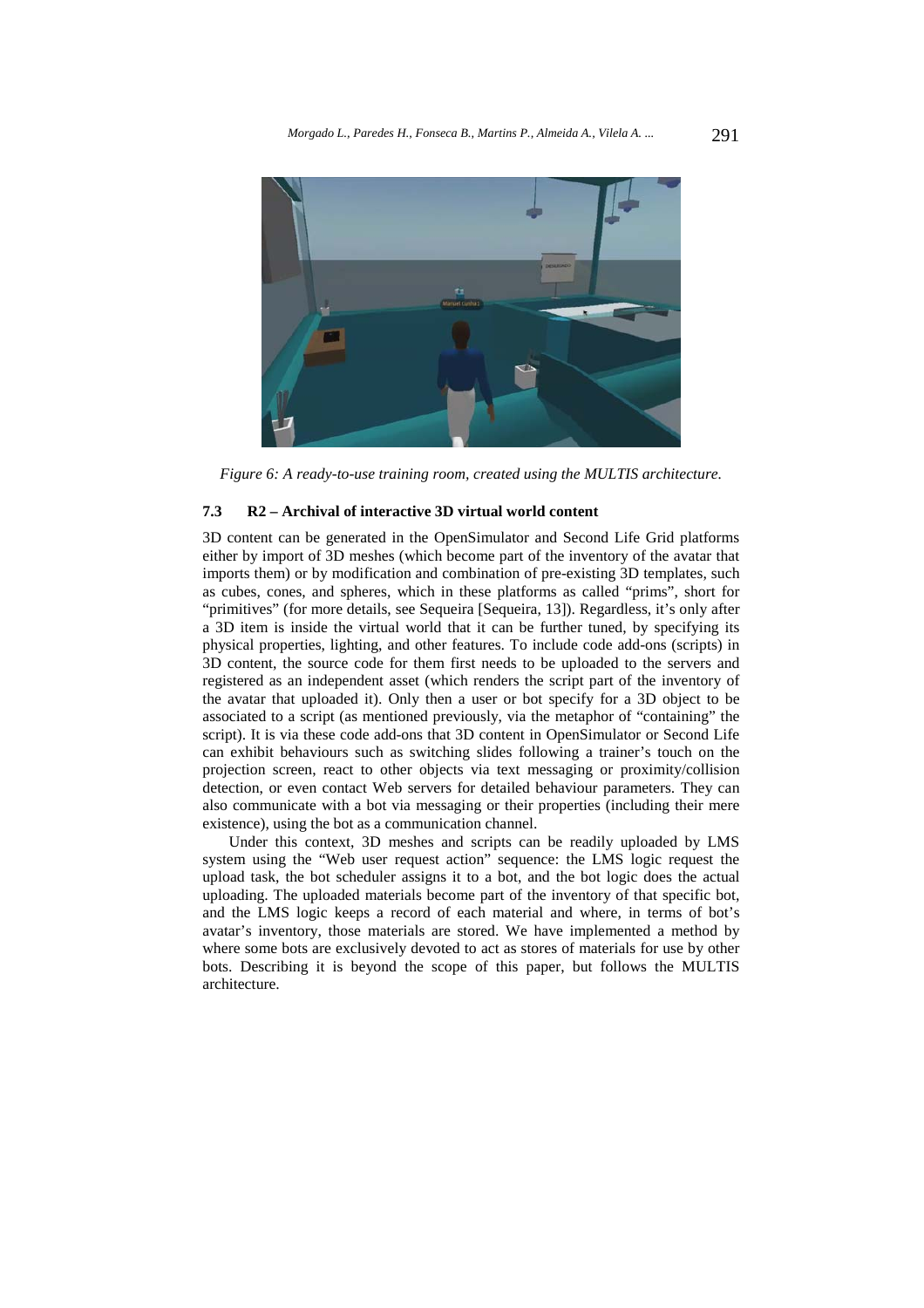*Figure 6: A ready-to-use training room, created using the MULTIS architecture.*

### 7.3 R2 – Archival of interactive 3D virtual world content

3D content can be generated in the OpenSimulator and Second Life Grid platforms either by import of 3D meshes (which become part of the inventory of the avatar that imports them) or by modification and combination of pre-existing 3D templates, such as cubes, cones, and spheres, which in these platforms as called "prims", short for "primitives" (for more details, see Sequeira [Sequeira, 13]). Regardless, it's only after a 3D item is inside the virtual world that it can be further tuned, by specifying its physical properties, lighting, and other features. To include code add-ons (scripts) in 3D content, the source code for them first needs to be uploaded to the servers and registered as an independent asset (which renders the script part of the inventory of the avatar that uploaded it). Only then a user or bot specify for a 3D object to be associated to a script (as mentioned previously, via the metaphor of "containing" the script). It is via these code add-ons that 3D content in OpenSimulator or Second Life can exhibit behaviours such as switching slides following a trainer's touch on the projection screen, react to other objects via text messaging or proximity/collision detection, or even contact Web servers for detailed behaviour parameters. They can also communicate with a bot via messaging or their properties (including their mere existence), using the bot as a communication channel.

Under this context, 3D meshes and scripts can be readily uploaded by LMS system using the "Web user request action" sequence: the LMS logic request the upload task, the bot scheduler assigns it to a bot, and the bot logic does the actual uploading. The uploaded materials become part of the inventory of that specific bot, and the LMS logic keeps a record of each material and where, in terms of bot's avatar's inventory, those materials are stored. We have implemented a method by where some bots are exclusively devoted to act as stores of materials for use by other bots. Describing it is beyond the scope of this paper, but follows the MULTIS architecture.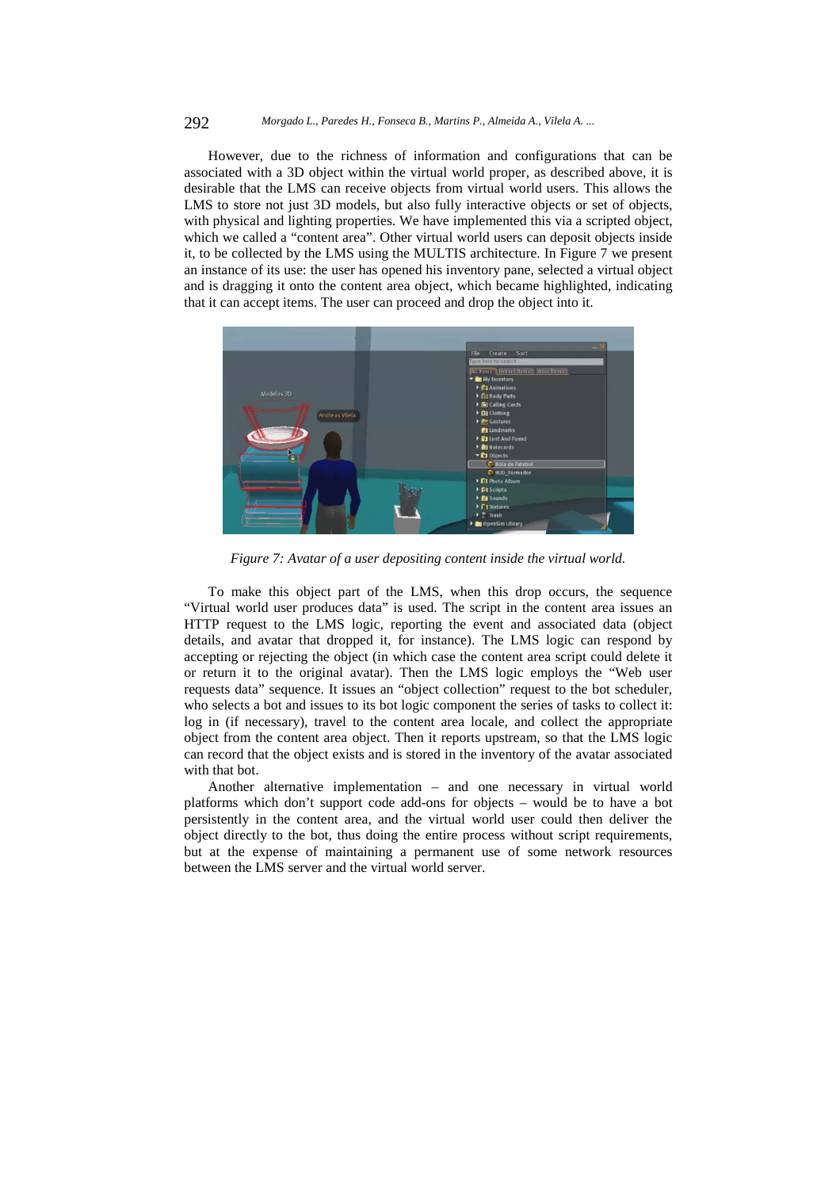However, due to the richness of information and configurations that can be associated with a 3D object within the virtual world proper, as described above, it is desirable that the LMS can receive objects from virtual world users. This allows the LMS to store not just 3D models, but also fully interactive objects or set of objects, with physical and lighting properties. We have implemented this via a scripted object, which we called a “content area”. Other virtual world users can deposit objects inside it, to be collected by the LMS using the MULTIS architecture. In Figure 7 we present an instance of its use: the user has opened his inventory pane, selected a virtual object and is dragging it onto the content area object, which became highlighted, indicating that it can accept items. The user can proceed and drop the object into it.

*Figure 7: Avatar of a user depositing content inside the virtual world.*

To make this object part of the LMS, when this drop occurs, the sequence “Virtual world user produces data” is used. The script in the content area issues an HTTP request to the LMS logic, reporting the event and associated data (object details, and avatar that dropped it, for instance). The LMS logic can respond by accepting or rejecting the object (in which case the content area script could delete it or return it to the original avatar). Then the LMS logic employs the “Web user requests data” sequence. It issues an “object collection” request to the bot scheduler, who selects a bot and issues to its bot logic component the series of tasks to collect it: log in (if necessary), travel to the content area locale, and collect the appropriate object from the content area object. Then it reports upstream, so that the LMS logic can record that the object exists and is stored in the inventory of the avatar associated with that bot.

Another alternative implementation – and one necessary in virtual world platforms which don’t support code add-ons for objects – would be to have a bot persistently in the content area, and the virtual world user could then deliver the object directly to the bot, thus doing the entire process without script requirements, but at the expense of maintaining a permanent use of some network resources between the LMS server and the virtual world server.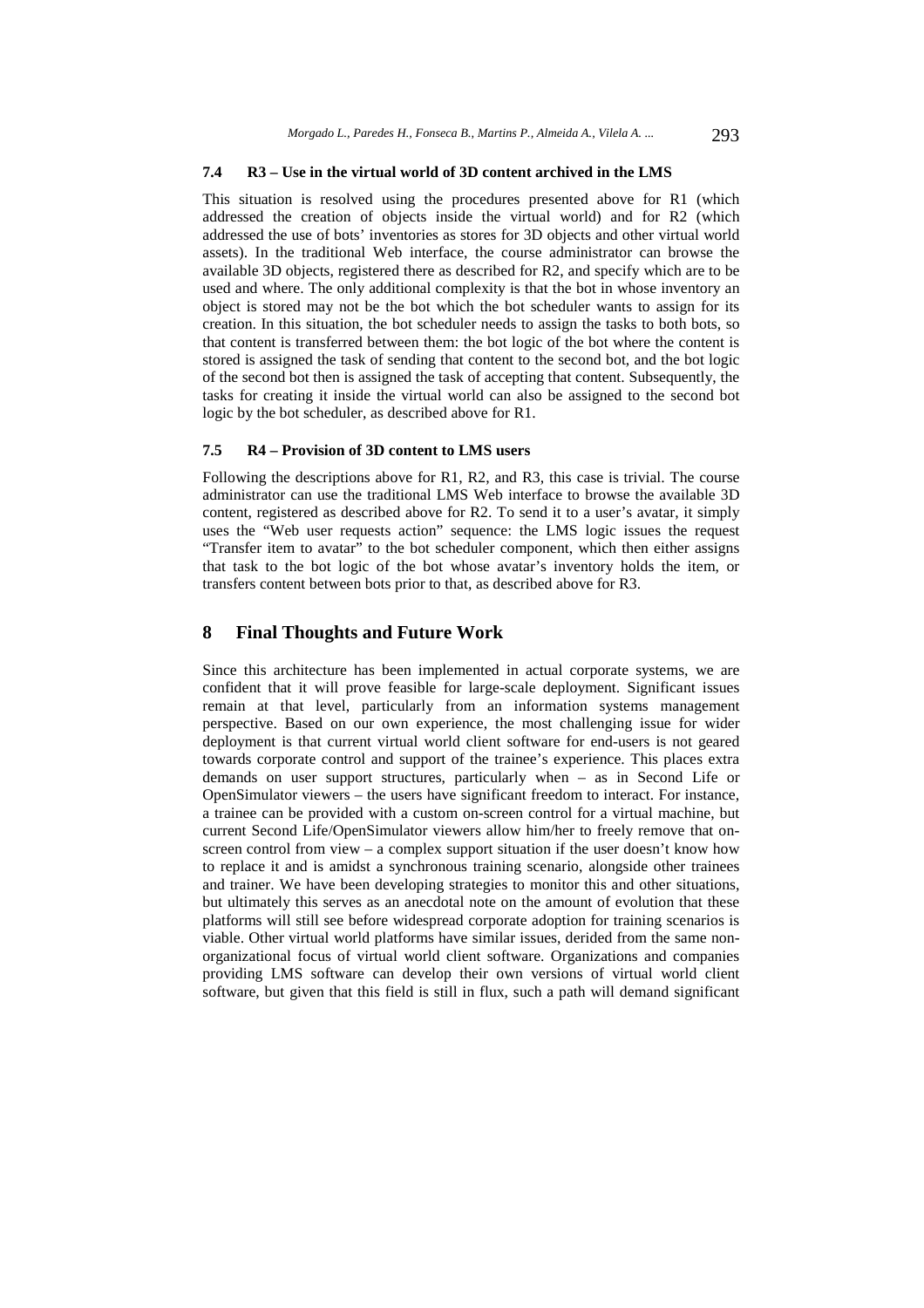### 7.4 R3 – Use in the virtual world of 3D content archived in the LMS

This situation is resolved using the procedures presented above for R1 (which addressed the creation of objects inside the virtual world) and for R2 (which addressed the use of bots' inventories as stores for 3D objects and other virtual world assets). In the traditional Web interface, the course administrator can browse the available 3D objects, registered there as described for R2, and specify which are to be used and where. The only additional complexity is that the bot in whose inventory an object is stored may not be the bot which the bot scheduler wants to assign for its creation. In this situation, the bot scheduler needs to assign the tasks to both bots, so that content is transferred between them: the bot logic of the bot where the content is stored is assigned the task of sending that content to the second bot, and the bot logic of the second bot then is assigned the task of accepting that content. Subsequently, the tasks for creating it inside the virtual world can also be assigned to the second bot logic by the bot scheduler, as described above for R1.

### 7.5 R4 – Provision of 3D content to LMS users

Following the descriptions above for R1, R2, and R3, this case is trivial. The course administrator can use the traditional LMS Web interface to browse the available 3D content, registered as described above for R2. To send it to a user's avatar, it simply uses the "Web user requests action" sequence: the LMS logic issues the request "Transfer item to avatar" to the bot scheduler component, which then either assigns that task to the bot logic of the bot whose avatar's inventory holds the item, or transfers content between bots prior to that, as described above for R3.

## 8 Final Thoughts and Future Work

Since this architecture has been implemented in actual corporate systems, we are confident that it will prove feasible for large-scale deployment. Significant issues remain at that level, particularly from an information systems management perspective. Based on our own experience, the most challenging issue for wider deployment is that current virtual world client software for end-users is not geared towards corporate control and support of the trainee's experience. This places extra demands on user support structures, particularly when – as in Second Life or OpenSimulator viewers – the users have significant freedom to interact. For instance, a trainee can be provided with a custom on-screen control for a virtual machine, but current Second Life/OpenSimulator viewers allow him/her to freely remove that on-screen control from view – a complex support situation if the user doesn't know how to replace it and is amidst a synchronous training scenario, alongside other trainees and trainer. We have been developing strategies to monitor this and other situations, but ultimately this serves as an anecdotal note on the amount of evolution that these platforms will still see before widespread corporate adoption for training scenarios is viable. Other virtual world platforms have similar issues, derided from the same non-organizational focus of virtual world client software. Organizations and companies providing LMS software can develop their own versions of virtual world client software, but given that this field is still in flux, such a path will demand significant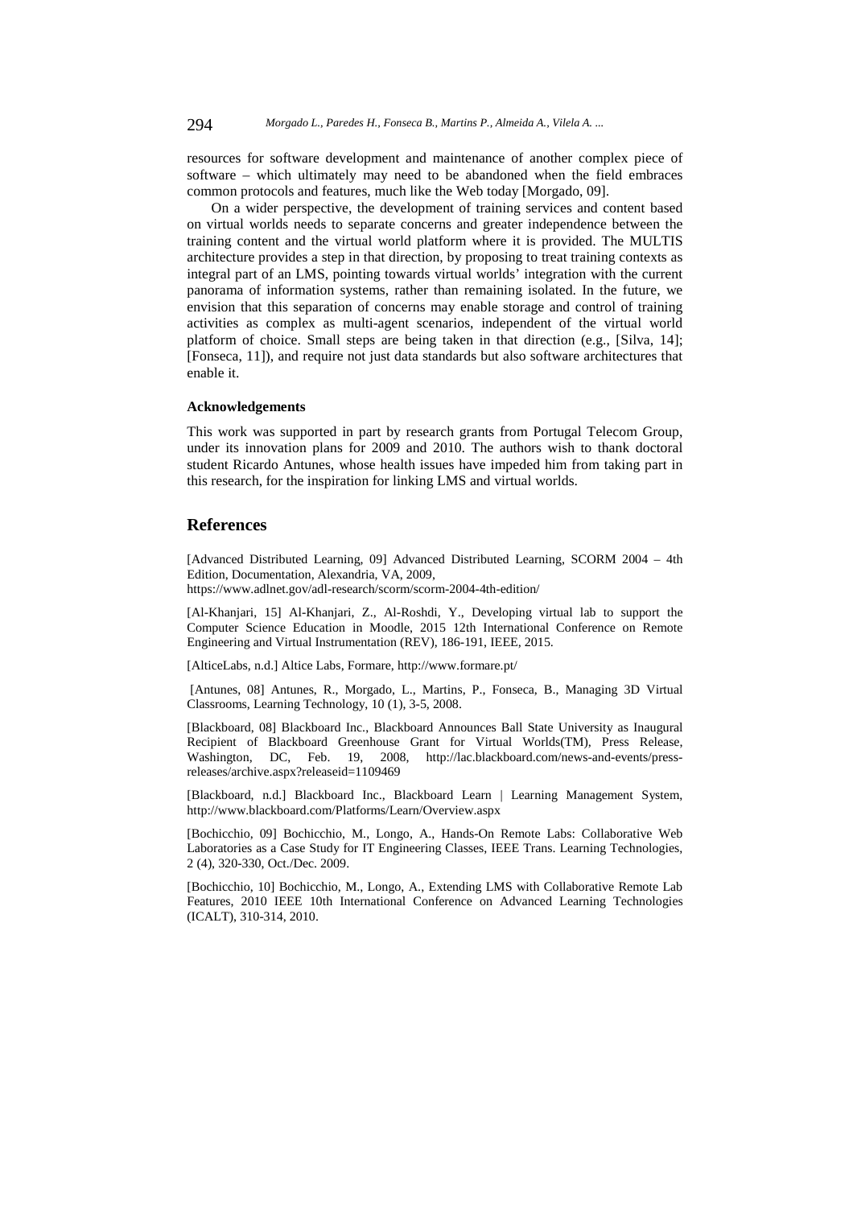resources for software development and maintenance of another complex piece of software – which ultimately may need to be abandoned when the field embraces common protocols and features, much like the Web today [Morgado, 09].

On a wider perspective, the development of training services and content based on virtual worlds needs to separate concerns and greater independence between the training content and the virtual world platform where it is provided. The MULTIS architecture provides a step in that direction, by proposing to treat training contexts as integral part of an LMS, pointing towards virtual worlds' integration with the current panorama of information systems, rather than remaining isolated. In the future, we envision that this separation of concerns may enable storage and control of training activities as complex as multi-agent scenarios, independent of the virtual world platform of choice. Small steps are being taken in that direction (e.g., [Silva, 14]; [Fonseca, 11]), and require not just data standards but also software architectures that enable it.

#### Acknowledgements

This work was supported in part by research grants from Portugal Telecom Group, under its innovation plans for 2009 and 2010. The authors wish to thank doctoral student Ricardo Antunes, whose health issues have impeded him from taking part in this research, for the inspiration for linking LMS and virtual worlds.

## References

[Advanced Distributed Learning, 09] Advanced Distributed Learning, SCORM 2004 – 4th Edition, Documentation, Alexandria, VA, 2009, https://www.adlnet.gov/adl-research/scorm/scorm-2004-4th-edition/

[Al-Khanjari, 15] Al-Khanjari, Z., Al-Roshdi, Y., Developing virtual lab to support the Computer Science Education in Moodle, 2015 12th International Conference on Remote Engineering and Virtual Instrumentation (REV), 186-191, IEEE, 2015.

[AlticeLabs, n.d.] Altice Labs, Formare, http://www.formare.pt/

[Antunes, 08] Antunes, R., Morgado, L., Martins, P., Fonseca, B., Managing 3D Virtual Classrooms, Learning Technology, 10 (1), 3-5, 2008.

[Blackboard, 08] Blackboard Inc., Blackboard Announces Ball State University as Inaugural Recipient of Blackboard Greenhouse Grant for Virtual Worlds(TM), Press Release, Washington, DC, Feb. 19, 2008, http://lac.blackboard.com/news-and-events/press-releases/archive.aspx?releaseid=1109469

[Blackboard, n.d.] Blackboard Inc., Blackboard Learn | Learning Management System, http://www.blackboard.com/Platforms/Learn/Overview.aspx

[Bochicchio, 09] Bochicchio, M., Longo, A., Hands-On Remote Labs: Collaborative Web Laboratories as a Case Study for IT Engineering Classes, IEEE Trans. Learning Technologies, 2 (4), 320-330, Oct./Dec. 2009.

[Bochicchio, 10] Bochicchio, M., Longo, A., Extending LMS with Collaborative Remote Lab Features, 2010 IEEE 10th International Conference on Advanced Learning Technologies (ICALT), 310-314, 2010.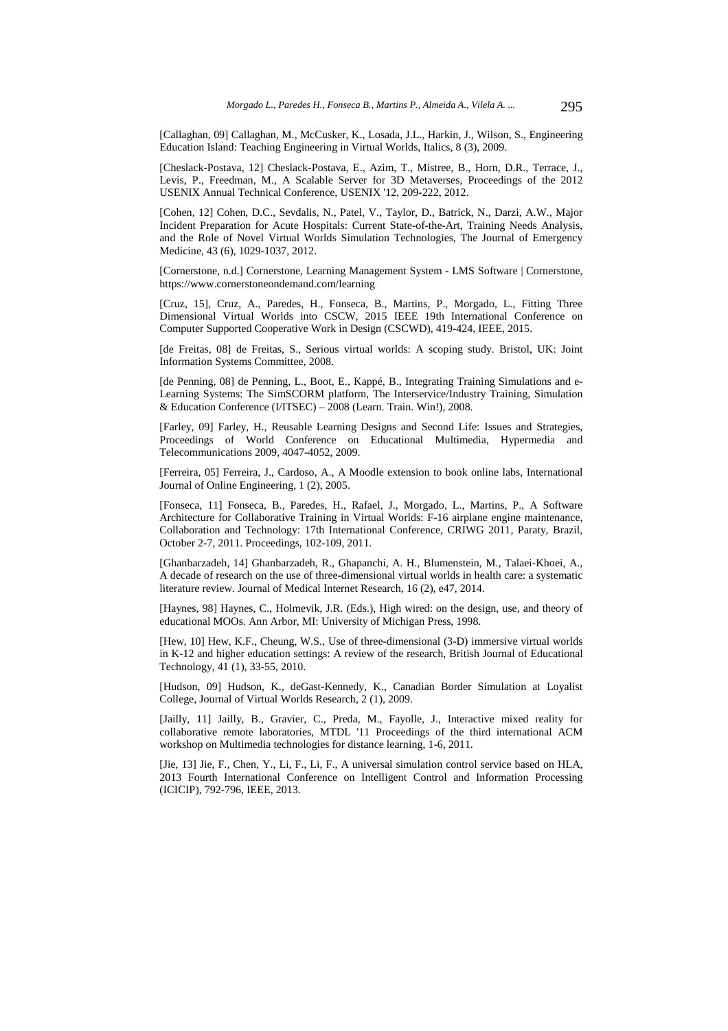[Callaghan, 09] Callaghan, M., McCusker, K., Losada, J.L., Harkin, J., Wilson, S., Engineering Education Island: Teaching Engineering in Virtual Worlds, Italics, 8 (3), 2009.

[Cheslack-Postava, 12] Cheslack-Postava, E., Azim, T., Mistree, B., Horn, D.R., Terrace, J., Levis, P., Freedman, M., A Scalable Server for 3D Metaverses, Proceedings of the 2012 USENIX Annual Technical Conference, USENIX '12, 209-222, 2012.

[Cohen, 12] Cohen, D.C., Sevdalis, N., Patel, V., Taylor, D., Batrick, N., Darzi, A.W., Major Incident Preparation for Acute Hospitals: Current State-of-the-Art, Training Needs Analysis, and the Role of Novel Virtual Worlds Simulation Technologies, The Journal of Emergency Medicine, 43 (6), 1029-1037, 2012.

[Cornerstone, n.d.] Cornerstone, Learning Management System - LMS Software | Cornerstone, https://www.cornerstoneondemand.com/learning

[Cruz, 15], Cruz, A., Paredes, H., Fonseca, B., Martins, P., Morgado, L., Fitting Three Dimensional Virtual Worlds into CSCW, 2015 IEEE 19th International Conference on Computer Supported Cooperative Work in Design (CSCWD), 419-424, IEEE, 2015.

[de Freitas, 08] de Freitas, S., Serious virtual worlds: A scoping study. Bristol, UK: Joint Information Systems Committee, 2008.

[de Penning, 08] de Penning, L., Boot, E., Kappé, B., Integrating Training Simulations and e-Learning Systems: The SimSCORM platform, The Interservice/Industry Training, Simulation & Education Conference (I/ITSEC) – 2008 (Learn. Train. Win!), 2008.

[Farley, 09] Farley, H., Reusable Learning Designs and Second Life: Issues and Strategies, Proceedings of World Conference on Educational Multimedia, Hypermedia and Telecommunications 2009, 4047-4052, 2009.

[Ferreira, 05] Ferreira, J., Cardoso, A., A Moodle extension to book online labs, International Journal of Online Engineering, 1 (2), 2005.

[Fonseca, 11] Fonseca, B., Paredes, H., Rafael, J., Morgado, L., Martins, P., A Software Architecture for Collaborative Training in Virtual Worlds: F-16 airplane engine maintenance, Collaboration and Technology: 17th International Conference, CRIWG 2011, Paraty, Brazil, October 2-7, 2011. Proceedings, 102-109, 2011.

[Ghanbarzadeh, 14] Ghanbarzadeh, R., Ghapanchi, A. H., Blumenstein, M., Talaei-Khoei, A., A decade of research on the use of three-dimensional virtual worlds in health care: a systematic literature review. Journal of Medical Internet Research, 16 (2), e47, 2014.

[Haynes, 98] Haynes, C., Holmevik, J.R. (Eds.), High wired: on the design, use, and theory of educational MOOs. Ann Arbor, MI: University of Michigan Press, 1998.

[Hew, 10] Hew, K.F., Cheung, W.S., Use of three-dimensional (3-D) immersive virtual worlds in K-12 and higher education settings: A review of the research, British Journal of Educational Technology, 41 (1), 33-55, 2010.

[Hudson, 09] Hudson, K., deGast-Kennedy, K., Canadian Border Simulation at Loyalist College, Journal of Virtual Worlds Research, 2 (1), 2009.

[Jailly, 11] Jailly, B., Gravier, C., Preda, M., Fayolle, J., Interactive mixed reality for collaborative remote laboratories, MTDL '11 Proceedings of the third international ACM workshop on Multimedia technologies for distance learning, 1-6, 2011.

[Jie, 13] Jie, F., Chen, Y., Li, F., Li, F., A universal simulation control service based on HLA, 2013 Fourth International Conference on Intelligent Control and Information Processing (ICICIP), 792-796, IEEE, 2013.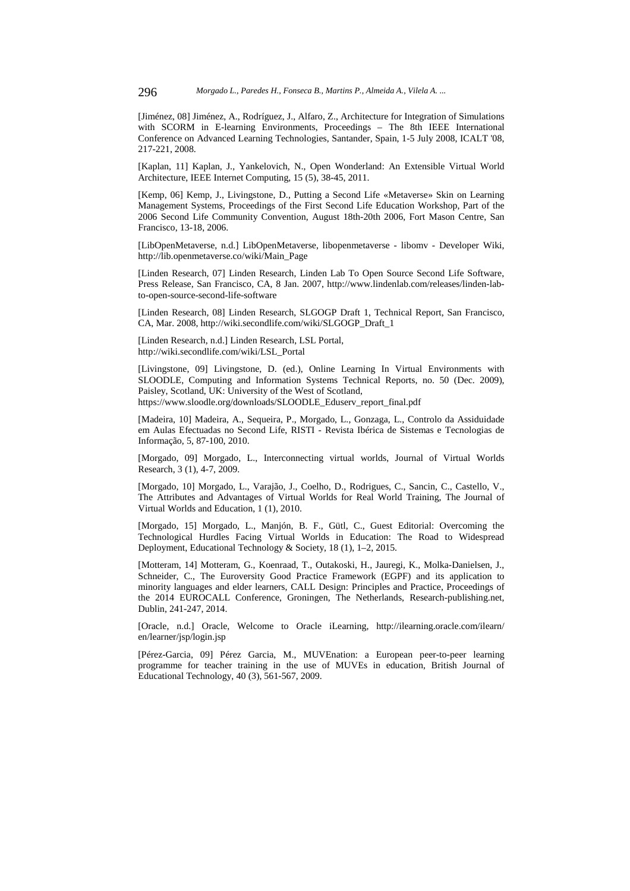[Jiménez, 08] Jiménez, A., Rodríguez, J., Alfaro, Z., Architecture for Integration of Simulations with SCORM in E-learning Environments, Proceedings – The 8th IEEE International Conference on Advanced Learning Technologies, Santander, Spain, 1-5 July 2008, ICALT '08, 217-221, 2008.

[Kaplan, 11] Kaplan, J., Yankelovich, N., Open Wonderland: An Extensible Virtual World Architecture, IEEE Internet Computing, 15 (5), 38-45, 2011.

[Kemp, 06] Kemp, J., Livingstone, D., Putting a Second Life «Metaverse» Skin on Learning Management Systems, Proceedings of the First Second Life Education Workshop, Part of the 2006 Second Life Community Convention, August 18th-20th 2006, Fort Mason Centre, San Francisco, 13-18, 2006.

[LibOpenMetaverse, n.d.] LibOpenMetaverse, libopenmetaverse - libomv - Developer Wiki, http://lib.openmetaverse.co/wiki/Main_Page

[Linden Research, 07] Linden Research, Linden Lab To Open Source Second Life Software, Press Release, San Francisco, CA, 8 Jan. 2007, http://www.lindenlab.com/releases/linden-lab-to-open-source-second-life-software

[Linden Research, 08] Linden Research, SLGOGP Draft 1, Technical Report, San Francisco, CA, Mar. 2008, http://wiki.secondlife.com/wiki/SLGOGP_Draft_1

[Linden Research, n.d.] Linden Research, LSL Portal, http://wiki.secondlife.com/wiki/LSL_Portal

[Livingstone, 09] Livingstone, D. (ed.), Online Learning In Virtual Environments with SLOODLE, Computing and Information Systems Technical Reports, no. 50 (Dec. 2009), Paisley, Scotland, UK: University of the West of Scotland, https://www.sloodle.org/downloads/SLOODLE_Eduserv_report_final.pdf

[Madeira, 10] Madeira, A., Sequeira, P., Morgado, L., Gonzaga, L., Controlo da Assiduidade em Aulas Efectuadas no Second Life, RISTI - Revista Ibérica de Sistemas e Tecnologias de Informação, 5, 87-100, 2010.

[Morgado, 09] Morgado, L., Interconnecting virtual worlds, Journal of Virtual Worlds Research, 3 (1), 4-7, 2009.

[Morgado, 10] Morgado, L., Varajão, J., Coelho, D., Rodrigues, C., Sancin, C., Castello, V., The Attributes and Advantages of Virtual Worlds for Real World Training, The Journal of Virtual Worlds and Education, 1 (1), 2010.

[Morgado, 15] Morgado, L., Manjón, B. F., Gütl, C., Guest Editorial: Overcoming the Technological Hurdles Facing Virtual Worlds in Education: The Road to Widespread Deployment, Educational Technology & Society, 18 (1), 1–2, 2015.

[Motteram, 14] Motteram, G., Koenraad, T., Outakoski, H., Jauregi, K., Molka-Danielsen, J., Schneider, C., The Euroversity Good Practice Framework (EGPF) and its application to minority languages and elder learners, CALL Design: Principles and Practice, Proceedings of the 2014 EUROCALL Conference, Groningen, The Netherlands, Research-publishing.net, Dublin, 241-247, 2014.

[Oracle, n.d.] Oracle, Welcome to Oracle iLearning, http://ilearning.oracle.com/ilearn/en/learner/jsp/login.jsp

[Pérez-Garcia, 09] Pérez Garcia, M., MUVEnation: a European peer-to-peer learning programme for teacher training in the use of MUVEs in education, British Journal of Educational Technology, 40 (3), 561-567, 2009.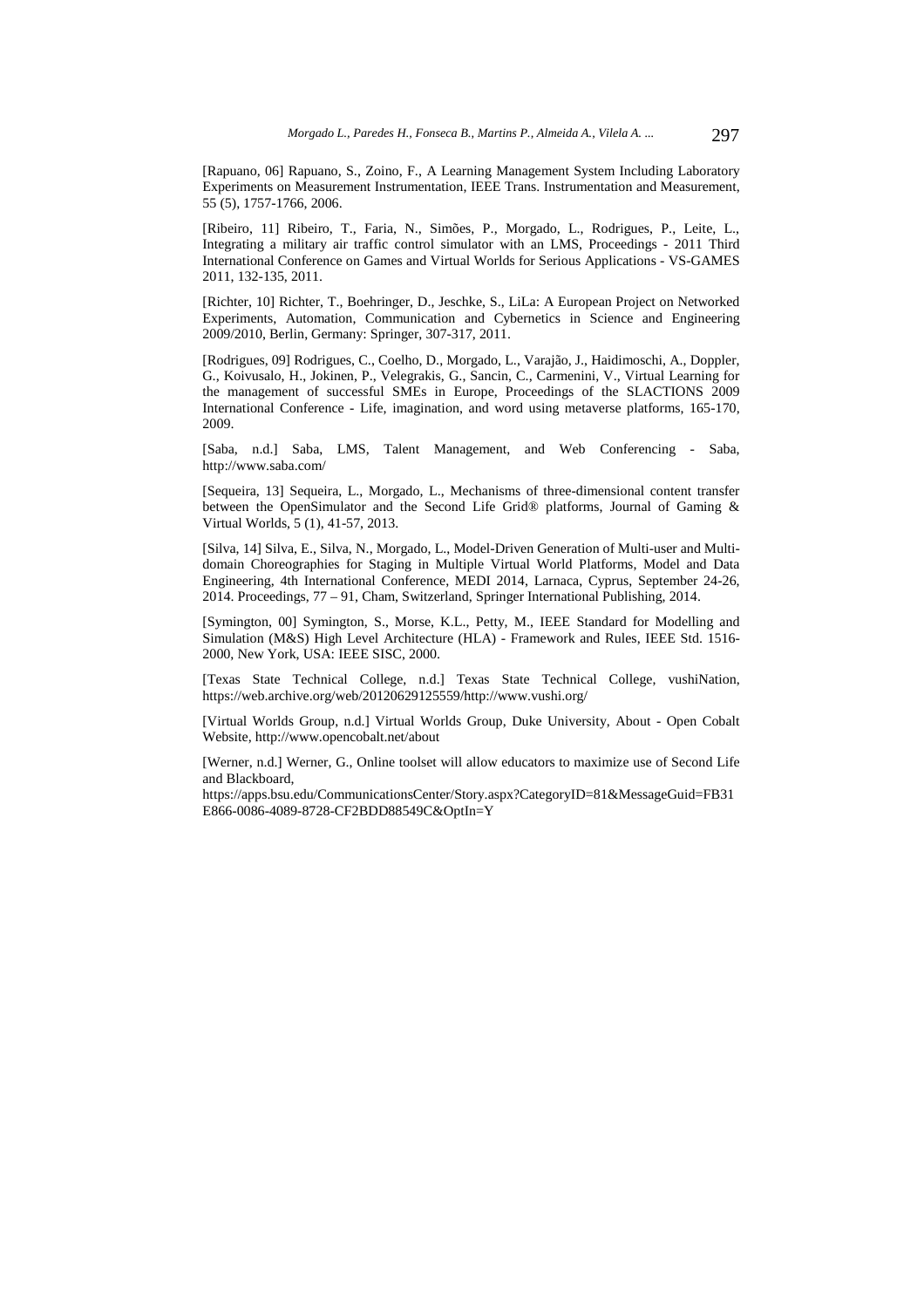[Rapuano, 06] Rapuano, S., Zoino, F., A Learning Management System Including Laboratory Experiments on Measurement Instrumentation, IEEE Trans. Instrumentation and Measurement, 55 (5), 1757-1766, 2006.

[Ribeiro, 11] Ribeiro, T., Faria, N., Simões, P., Morgado, L., Rodrigues, P., Leite, L., Integrating a military air traffic control simulator with an LMS, Proceedings - 2011 Third International Conference on Games and Virtual Worlds for Serious Applications - VS-GAMES 2011, 132-135, 2011.

[Richter, 10] Richter, T., Boehringer, D., Jeschke, S., LiLa: A European Project on Networked Experiments, Automation, Communication and Cybernetics in Science and Engineering 2009/2010, Berlin, Germany: Springer, 307-317, 2011.

[Rodrigues, 09] Rodrigues, C., Coelho, D., Morgado, L., Varajão, J., Haidimoschi, A., Doppler, G., Koivusalo, H., Jokinen, P., Velegrakis, G., Sancin, C., Carmenini, V., Virtual Learning for the management of successful SMEs in Europe, Proceedings of the SLACTIONS 2009 International Conference - Life, imagination, and word using metaverse platforms, 165-170, 2009.

[Saba, n.d.] Saba, LMS, Talent Management, and Web Conferencing - Saba, http://www.saba.com/

[Sequeira, 13] Sequeira, L., Morgado, L., Mechanisms of three-dimensional content transfer between the OpenSimulator and the Second Life Grid® platforms, Journal of Gaming & Virtual Worlds, 5 (1), 41-57, 2013.

[Silva, 14] Silva, E., Silva, N., Morgado, L., Model-Driven Generation of Multi-user and Multi-domain Choreographies for Staging in Multiple Virtual World Platforms, Model and Data Engineering, 4th International Conference, MEDI 2014, Larnaca, Cyprus, September 24-26, 2014. Proceedings, 77 – 91, Cham, Switzerland, Springer International Publishing, 2014.

[Symington, 00] Symington, S., Morse, K.L., Petty, M., IEEE Standard for Modelling and Simulation (M&S) High Level Architecture (HLA) - Framework and Rules, IEEE Std. 1516-2000, New York, USA: IEEE SISC, 2000.

[Texas State Technical College, n.d.] Texas State Technical College, vushiNation, https://web.archive.org/web/20120629125559/http://www.vushi.org/

[Virtual Worlds Group, n.d.] Virtual Worlds Group, Duke University, About - Open Cobalt Website, http://www.opencobalt.net/about

[Werner, n.d.] Werner, G., Online toolset will allow educators to maximize use of Second Life and Blackboard, https://apps.bsu.edu/CommunicationsCenter/Story.aspx?CategoryID=81&MessageGuid=FB31E866-0086-4089-8728-CF2BDD88549C&OptIn=Y